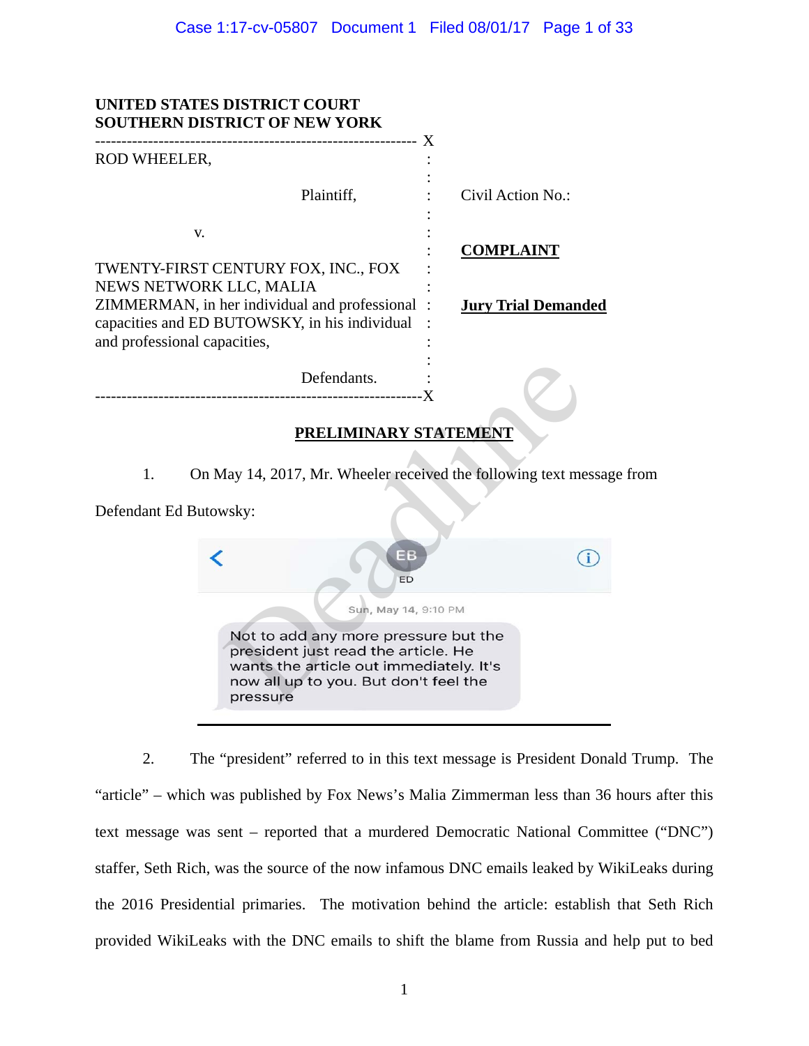**UNITED STATES DISTRICT COURT**
**SOUTHERN DISTRICT OF NEW YORK**

| | | |
|---|---|---|
| ROD WHEELER, | : | |
| Plaintiff, | : | Civil Action No.: |
| v. | : | **COMPLAINT** |
| TWENTY-FIRST CENTURY FOX, INC., FOX NEWS NETWORK LLC, MALIA ZIMMERMAN, in her individual and professional capacities and ED BUTOWSKY, in his individual and professional capacities, | : | **Jury Trial Demanded** |
| Defendants. | : | |

## PRELIMINARY STATEMENT

1. On May 14, 2017, Mr. Wheeler received the following text message from Defendant Ed Butowsky:

> EB
> ED
>
> Sun, May 14, 9:10 PM
>
> Not to add any more pressure but the president just read the article. He wants the article out immediately. It's now all up to you. But don't feel the pressure

2. The "president" referred to in this text message is President Donald Trump. The "article" – which was published by Fox News's Malia Zimmerman less than 36 hours after this text message was sent – reported that a murdered Democratic National Committee ("DNC") staffer, Seth Rich, was the source of the now infamous DNC emails leaked by WikiLeaks during the 2016 Presidential primaries. The motivation behind the article: establish that Seth Rich provided WikiLeaks with the DNC emails to shift the blame from Russia and help put to bed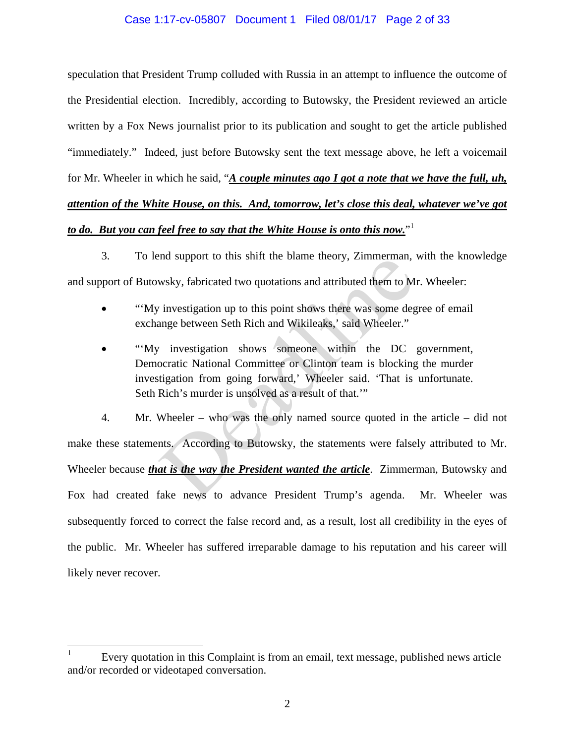speculation that President Trump colluded with Russia in an attempt to influence the outcome of the Presidential election. Incredibly, according to Butowsky, the President reviewed an article written by a Fox News journalist prior to its publication and sought to get the article published "immediately." Indeed, just before Butowsky sent the text message above, he left a voicemail for Mr. Wheeler in which he said, "***A couple minutes ago I got a note that we have the full, uh, attention of the White House, on this. And, tomorrow, let's close this deal, whatever we've got to do. But you can feel free to say that the White House is onto this now.***"[1]

3. To lend support to this shift the blame theory, Zimmerman, with the knowledge and support of Butowsky, fabricated two quotations and attributed them to Mr. Wheeler:

- "'My investigation up to this point shows there was some degree of email exchange between Seth Rich and Wikileaks,' said Wheeler."
- "'My investigation shows someone within the DC government, Democratic National Committee or Clinton team is blocking the murder investigation from going forward,' Wheeler said. 'That is unfortunate. Seth Rich's murder is unsolved as a result of that.'"

4. Mr. Wheeler – who was the only named source quoted in the article – did not make these statements. According to Butowsky, the statements were falsely attributed to Mr. Wheeler because ***that is the way the President wanted the article***. Zimmerman, Butowsky and Fox had created fake news to advance President Trump's agenda. Mr. Wheeler was subsequently forced to correct the false record and, as a result, lost all credibility in the eyes of the public. Mr. Wheeler has suffered irreparable damage to his reputation and his career will likely never recover.

---

[1] Every quotation in this Complaint is from an email, text message, published news article and/or recorded or videotaped conversation.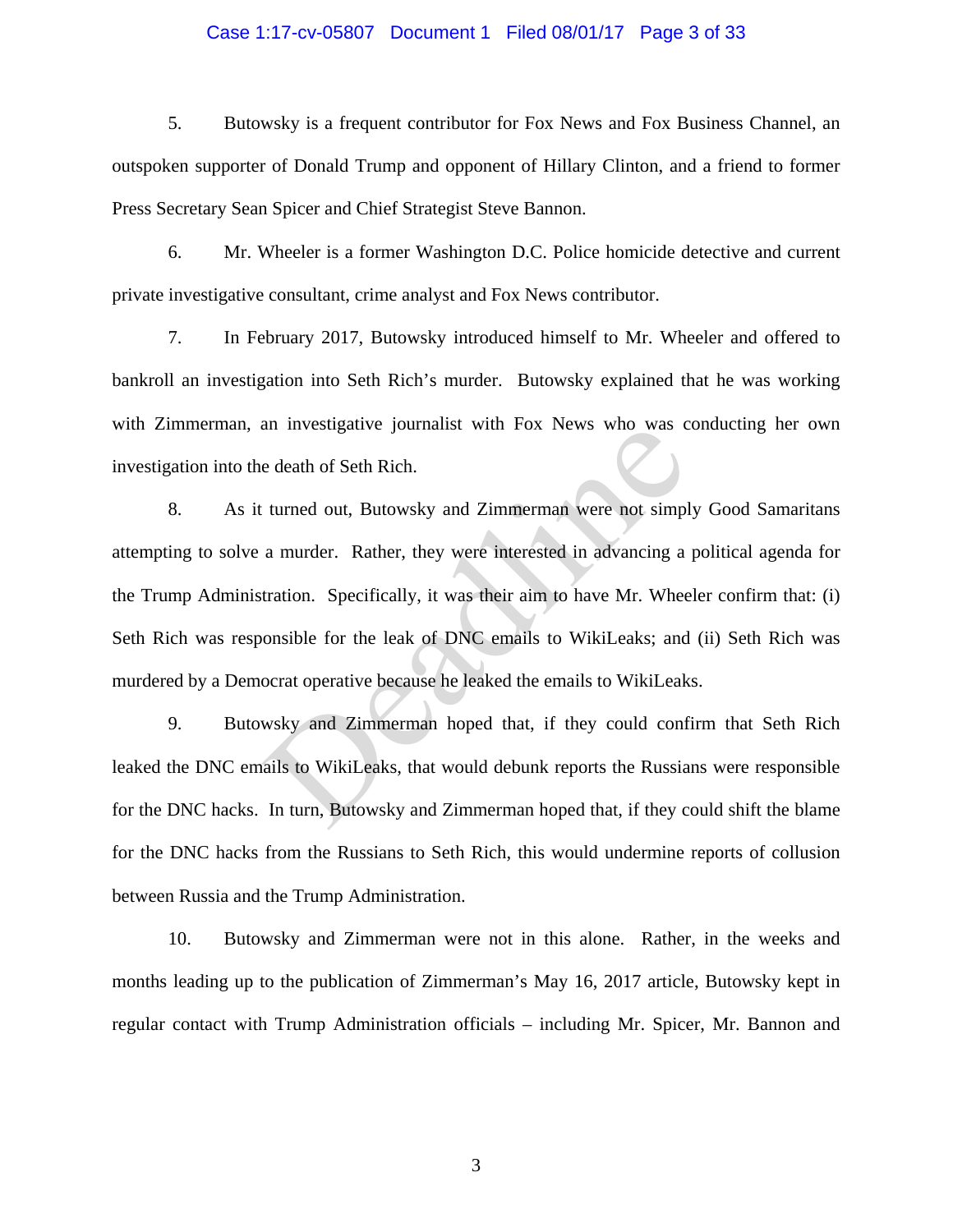5. Butowsky is a frequent contributor for Fox News and Fox Business Channel, an outspoken supporter of Donald Trump and opponent of Hillary Clinton, and a friend to former Press Secretary Sean Spicer and Chief Strategist Steve Bannon.

6. Mr. Wheeler is a former Washington D.C. Police homicide detective and current private investigative consultant, crime analyst and Fox News contributor.

7. In February 2017, Butowsky introduced himself to Mr. Wheeler and offered to bankroll an investigation into Seth Rich's murder. Butowsky explained that he was working with Zimmerman, an investigative journalist with Fox News who was conducting her own investigation into the death of Seth Rich.

8. As it turned out, Butowsky and Zimmerman were not simply Good Samaritans attempting to solve a murder. Rather, they were interested in advancing a political agenda for the Trump Administration. Specifically, it was their aim to have Mr. Wheeler confirm that: (i) Seth Rich was responsible for the leak of DNC emails to WikiLeaks; and (ii) Seth Rich was murdered by a Democrat operative because he leaked the emails to WikiLeaks.

9. Butowsky and Zimmerman hoped that, if they could confirm that Seth Rich leaked the DNC emails to WikiLeaks, that would debunk reports the Russians were responsible for the DNC hacks. In turn, Butowsky and Zimmerman hoped that, if they could shift the blame for the DNC hacks from the Russians to Seth Rich, this would undermine reports of collusion between Russia and the Trump Administration.

10. Butowsky and Zimmerman were not in this alone. Rather, in the weeks and months leading up to the publication of Zimmerman's May 16, 2017 article, Butowsky kept in regular contact with Trump Administration officials – including Mr. Spicer, Mr. Bannon and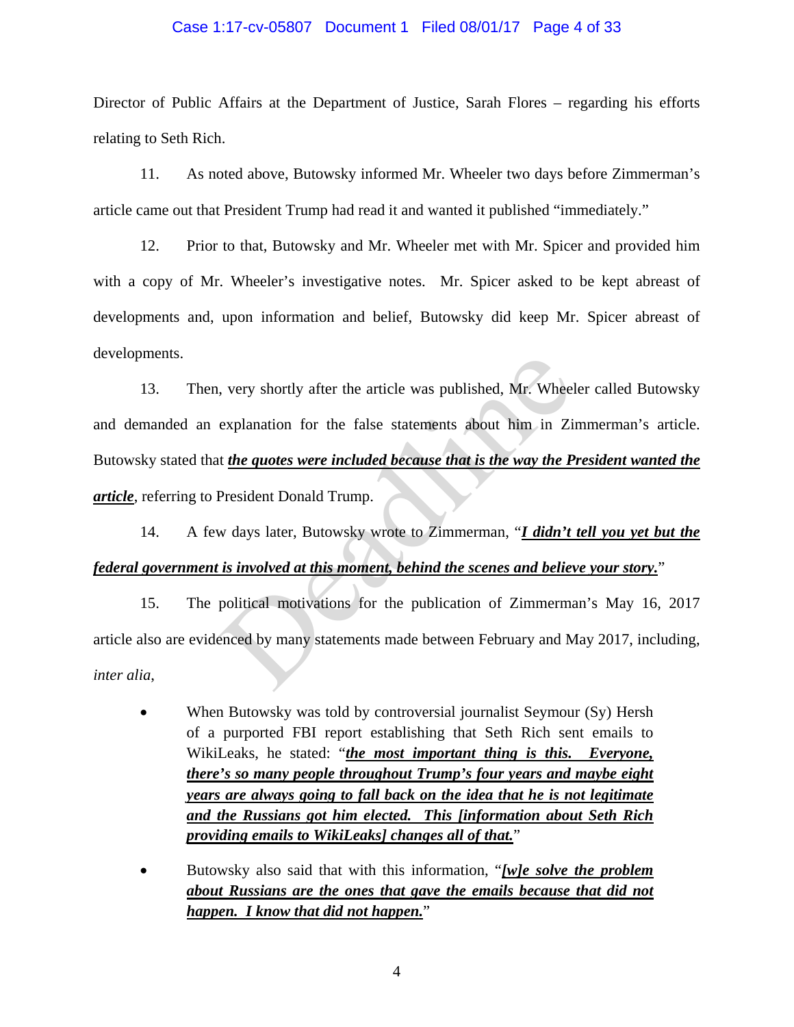Director of Public Affairs at the Department of Justice, Sarah Flores – regarding his efforts relating to Seth Rich.

11. As noted above, Butowsky informed Mr. Wheeler two days before Zimmerman's article came out that President Trump had read it and wanted it published "immediately."

12. Prior to that, Butowsky and Mr. Wheeler met with Mr. Spicer and provided him with a copy of Mr. Wheeler's investigative notes. Mr. Spicer asked to be kept abreast of developments and, upon information and belief, Butowsky did keep Mr. Spicer abreast of developments.

13. Then, very shortly after the article was published, Mr. Wheeler called Butowsky and demanded an explanation for the false statements about him in Zimmerman's article. Butowsky stated that <u>***the quotes were included because that is the way the President wanted the article***</u>, referring to President Donald Trump.

14. A few days later, Butowsky wrote to Zimmerman, "<u>***I didn't tell you yet but the federal government is involved at this moment, behind the scenes and believe your story.***</u>"

15. The political motivations for the publication of Zimmerman's May 16, 2017 article also are evidenced by many statements made between February and May 2017, including, *inter alia*,

- When Butowsky was told by controversial journalist Seymour (Sy) Hersh of a purported FBI report establishing that Seth Rich sent emails to WikiLeaks, he stated: "<u>***the most important thing is this. Everyone, there's so many people throughout Trump's four years and maybe eight years are always going to fall back on the idea that he is not legitimate and the Russians got him elected. This [information about Seth Rich providing emails to WikiLeaks] changes all of that.***</u>"

- Butowsky also said that with this information, "<u>***[w]e solve the problem about Russians are the ones that gave the emails because that did not happen. I know that did not happen.***</u>"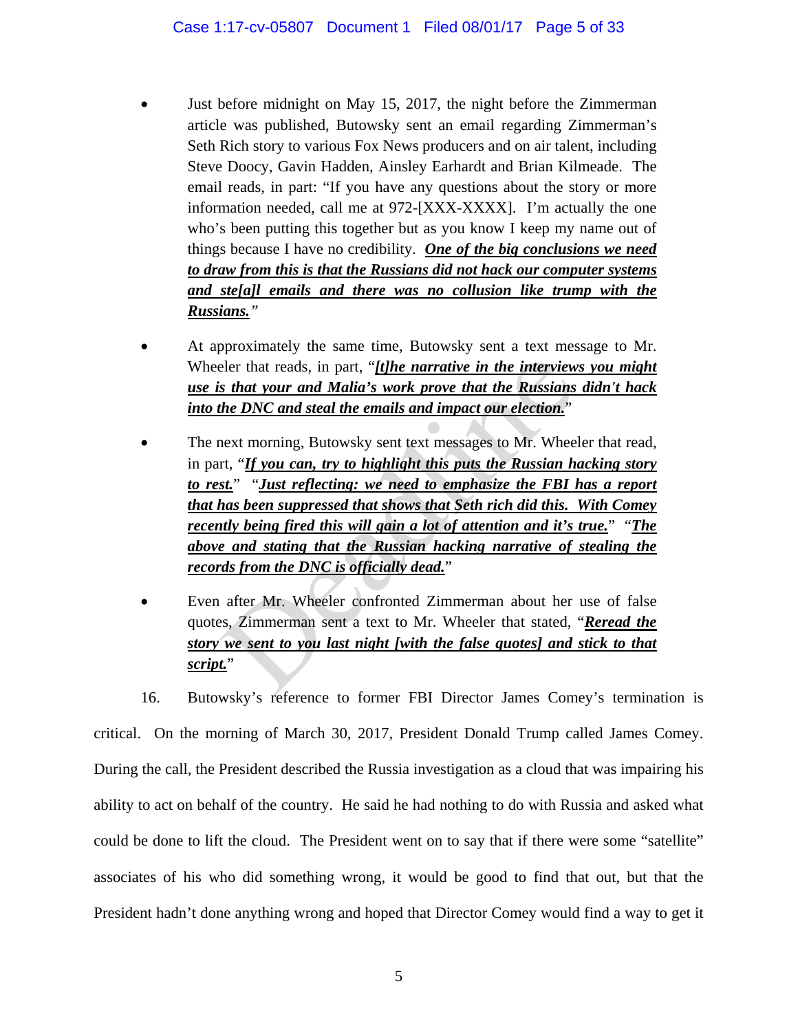- Just before midnight on May 15, 2017, the night before the Zimmerman article was published, Butowsky sent an email regarding Zimmerman's Seth Rich story to various Fox News producers and on air talent, including Steve Doocy, Gavin Hadden, Ainsley Earhardt and Brian Kilmeade. The email reads, in part: "If you have any questions about the story or more information needed, call me at 972-[XXX-XXXX]. I'm actually the one who's been putting this together but as you know I keep my name out of things because I have no credibility. ***One of the big conclusions we need to draw from this is that the Russians did not hack our computer systems and ste[a]l emails and there was no collusion like trump with the Russians.***"

- At approximately the same time, Butowsky sent a text message to Mr. Wheeler that reads, in part, "***[t]he narrative in the interviews you might use is that your and Malia's work prove that the Russians didn't hack into the DNC and steal the emails and impact our election.***"

- The next morning, Butowsky sent text messages to Mr. Wheeler that read, in part, "***If you can, try to highlight this puts the Russian hacking story to rest.***" "***Just reflecting: we need to emphasize the FBI has a report that has been suppressed that shows that Seth rich did this. With Comey recently being fired this will gain a lot of attention and it's true.***" "***The above and stating that the Russian hacking narrative of stealing the records from the DNC is officially dead.***"

- Even after Mr. Wheeler confronted Zimmerman about her use of false quotes, Zimmerman sent a text to Mr. Wheeler that stated, "***Reread the story we sent to you last night [with the false quotes] and stick to that script.***"

16. Butowsky's reference to former FBI Director James Comey's termination is critical. On the morning of March 30, 2017, President Donald Trump called James Comey. During the call, the President described the Russia investigation as a cloud that was impairing his ability to act on behalf of the country. He said he had nothing to do with Russia and asked what could be done to lift the cloud. The President went on to say that if there were some "satellite" associates of his who did something wrong, it would be good to find that out, but that the President hadn't done anything wrong and hoped that Director Comey would find a way to get it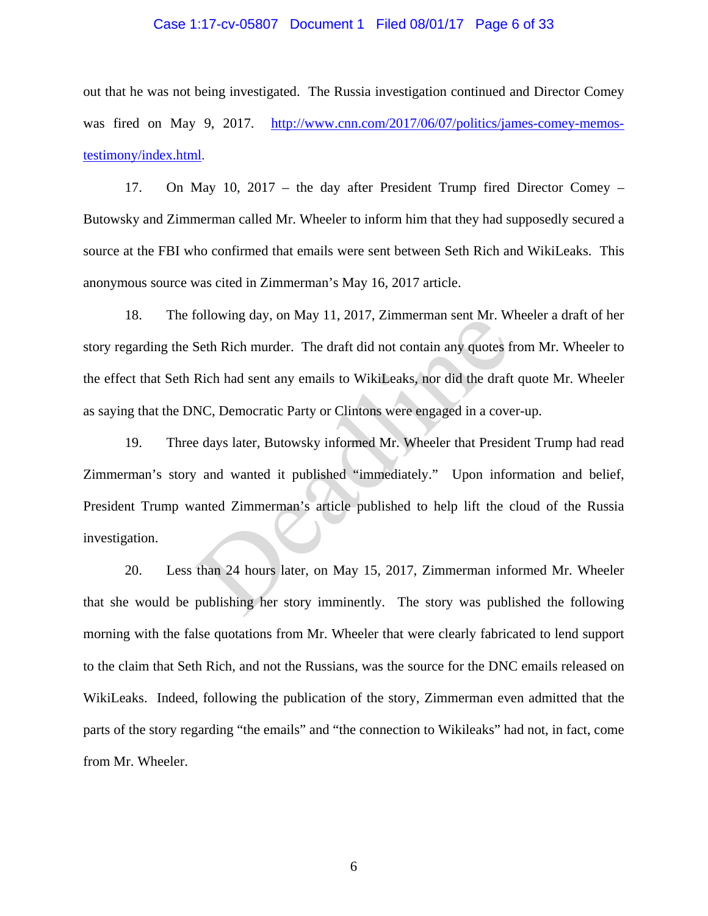out that he was not being investigated. The Russia investigation continued and Director Comey was fired on May 9, 2017. http://www.cnn.com/2017/06/07/politics/james-comey-memos-testimony/index.html.

17. On May 10, 2017 – the day after President Trump fired Director Comey – Butowsky and Zimmerman called Mr. Wheeler to inform him that they had supposedly secured a source at the FBI who confirmed that emails were sent between Seth Rich and WikiLeaks. This anonymous source was cited in Zimmerman's May 16, 2017 article.

18. The following day, on May 11, 2017, Zimmerman sent Mr. Wheeler a draft of her story regarding the Seth Rich murder. The draft did not contain any quotes from Mr. Wheeler to the effect that Seth Rich had sent any emails to WikiLeaks, nor did the draft quote Mr. Wheeler as saying that the DNC, Democratic Party or Clintons were engaged in a cover-up.

19. Three days later, Butowsky informed Mr. Wheeler that President Trump had read Zimmerman's story and wanted it published "immediately." Upon information and belief, President Trump wanted Zimmerman's article published to help lift the cloud of the Russia investigation.

20. Less than 24 hours later, on May 15, 2017, Zimmerman informed Mr. Wheeler that she would be publishing her story imminently. The story was published the following morning with the false quotations from Mr. Wheeler that were clearly fabricated to lend support to the claim that Seth Rich, and not the Russians, was the source for the DNC emails released on WikiLeaks. Indeed, following the publication of the story, Zimmerman even admitted that the parts of the story regarding "the emails" and "the connection to Wikileaks" had not, in fact, come from Mr. Wheeler.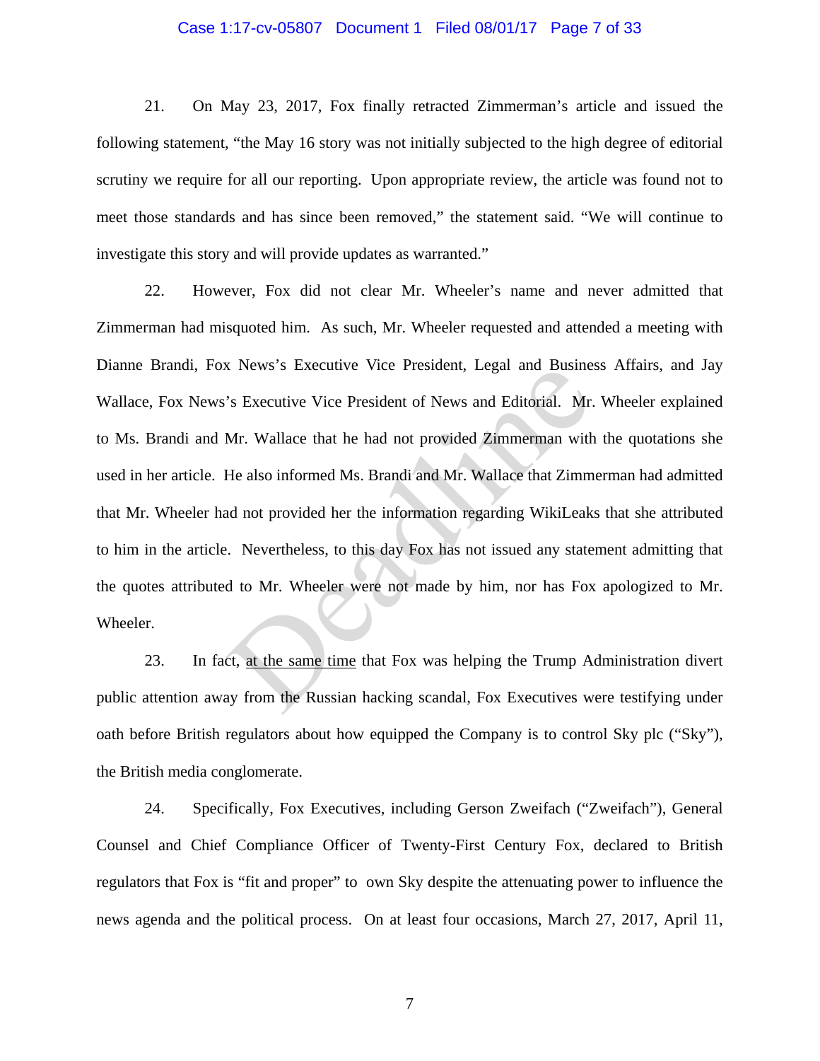21. On May 23, 2017, Fox finally retracted Zimmerman's article and issued the following statement, "the May 16 story was not initially subjected to the high degree of editorial scrutiny we require for all our reporting. Upon appropriate review, the article was found not to meet those standards and has since been removed," the statement said. "We will continue to investigate this story and will provide updates as warranted."

22. However, Fox did not clear Mr. Wheeler's name and never admitted that Zimmerman had misquoted him. As such, Mr. Wheeler requested and attended a meeting with Dianne Brandi, Fox News's Executive Vice President, Legal and Business Affairs, and Jay Wallace, Fox News's Executive Vice President of News and Editorial. Mr. Wheeler explained to Ms. Brandi and Mr. Wallace that he had not provided Zimmerman with the quotations she used in her article. He also informed Ms. Brandi and Mr. Wallace that Zimmerman had admitted that Mr. Wheeler had not provided her the information regarding WikiLeaks that she attributed to him in the article. Nevertheless, to this day Fox has not issued any statement admitting that the quotes attributed to Mr. Wheeler were not made by him, nor has Fox apologized to Mr. Wheeler.

23. In fact, <u>at the same time</u> that Fox was helping the Trump Administration divert public attention away from the Russian hacking scandal, Fox Executives were testifying under oath before British regulators about how equipped the Company is to control Sky plc ("Sky"), the British media conglomerate.

24. Specifically, Fox Executives, including Gerson Zweifach ("Zweifach"), General Counsel and Chief Compliance Officer of Twenty-First Century Fox, declared to British regulators that Fox is "fit and proper" to own Sky despite the attenuating power to influence the news agenda and the political process. On at least four occasions, March 27, 2017, April 11,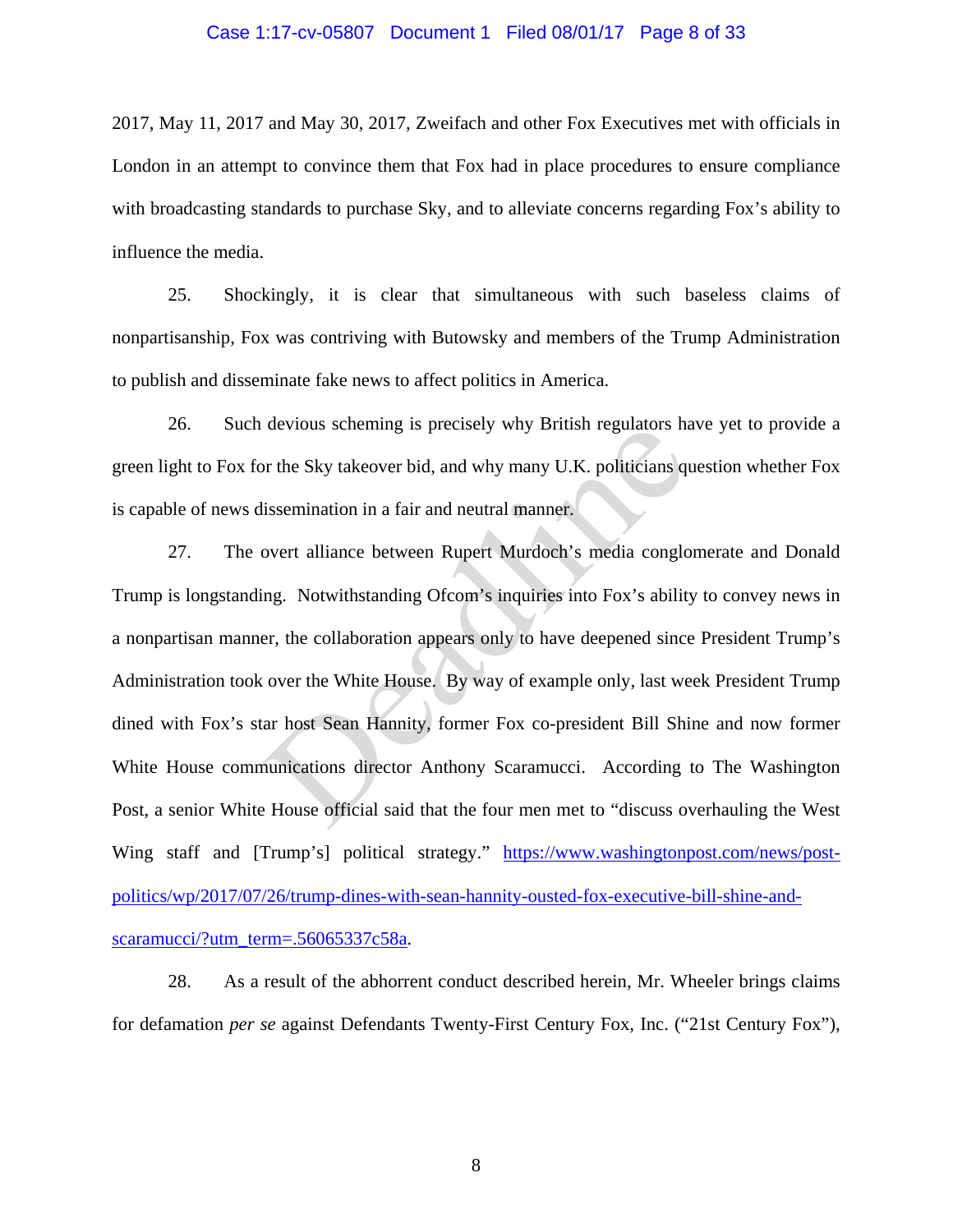2017, May 11, 2017 and May 30, 2017, Zweifach and other Fox Executives met with officials in London in an attempt to convince them that Fox had in place procedures to ensure compliance with broadcasting standards to purchase Sky, and to alleviate concerns regarding Fox's ability to influence the media.

25. Shockingly, it is clear that simultaneous with such baseless claims of nonpartisanship, Fox was contriving with Butowsky and members of the Trump Administration to publish and disseminate fake news to affect politics in America.

26. Such devious scheming is precisely why British regulators have yet to provide a green light to Fox for the Sky takeover bid, and why many U.K. politicians question whether Fox is capable of news dissemination in a fair and neutral manner.

27. The overt alliance between Rupert Murdoch's media conglomerate and Donald Trump is longstanding. Notwithstanding Ofcom's inquiries into Fox's ability to convey news in a nonpartisan manner, the collaboration appears only to have deepened since President Trump's Administration took over the White House. By way of example only, last week President Trump dined with Fox's star host Sean Hannity, former Fox co-president Bill Shine and now former White House communications director Anthony Scaramucci. According to The Washington Post, a senior White House official said that the four men met to "discuss overhauling the West Wing staff and [Trump's] political strategy." https://www.washingtonpost.com/news/post-politics/wp/2017/07/26/trump-dines-with-sean-hannity-ousted-fox-executive-bill-shine-and-scaramucci/?utm_term=.56065337c58a.

28. As a result of the abhorrent conduct described herein, Mr. Wheeler brings claims for defamation *per se* against Defendants Twenty-First Century Fox, Inc. ("21st Century Fox"),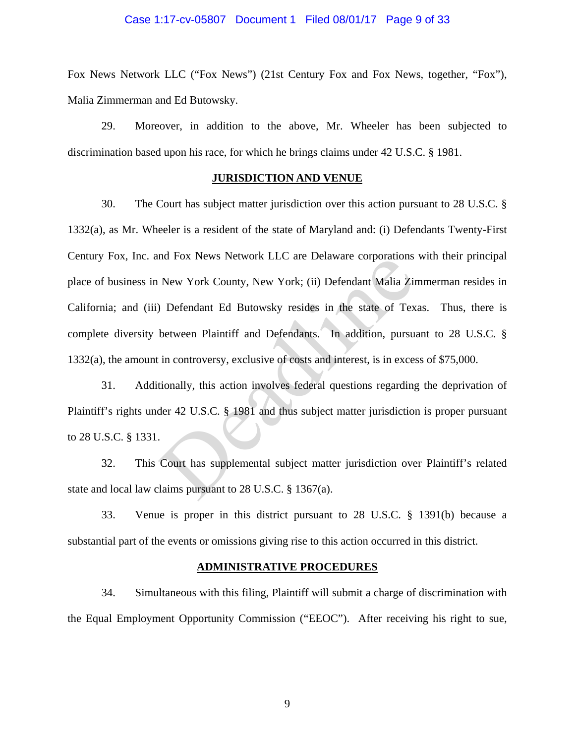Fox News Network LLC ("Fox News") (21st Century Fox and Fox News, together, "Fox"), Malia Zimmerman and Ed Butowsky.

29. Moreover, in addition to the above, Mr. Wheeler has been subjected to discrimination based upon his race, for which he brings claims under 42 U.S.C. § 1981.

**JURISDICTION AND VENUE**

30. The Court has subject matter jurisdiction over this action pursuant to 28 U.S.C. § 1332(a), as Mr. Wheeler is a resident of the state of Maryland and: (i) Defendants Twenty-First Century Fox, Inc. and Fox News Network LLC are Delaware corporations with their principal place of business in New York County, New York; (ii) Defendant Malia Zimmerman resides in California; and (iii) Defendant Ed Butowsky resides in the state of Texas. Thus, there is complete diversity between Plaintiff and Defendants. In addition, pursuant to 28 U.S.C. § 1332(a), the amount in controversy, exclusive of costs and interest, is in excess of $75,000.

31. Additionally, this action involves federal questions regarding the deprivation of Plaintiff's rights under 42 U.S.C. § 1981 and thus subject matter jurisdiction is proper pursuant to 28 U.S.C. § 1331.

32. This Court has supplemental subject matter jurisdiction over Plaintiff's related state and local law claims pursuant to 28 U.S.C. § 1367(a).

33. Venue is proper in this district pursuant to 28 U.S.C. § 1391(b) because a substantial part of the events or omissions giving rise to this action occurred in this district.

**ADMINISTRATIVE PROCEDURES**

34. Simultaneous with this filing, Plaintiff will submit a charge of discrimination with the Equal Employment Opportunity Commission ("EEOC"). After receiving his right to sue,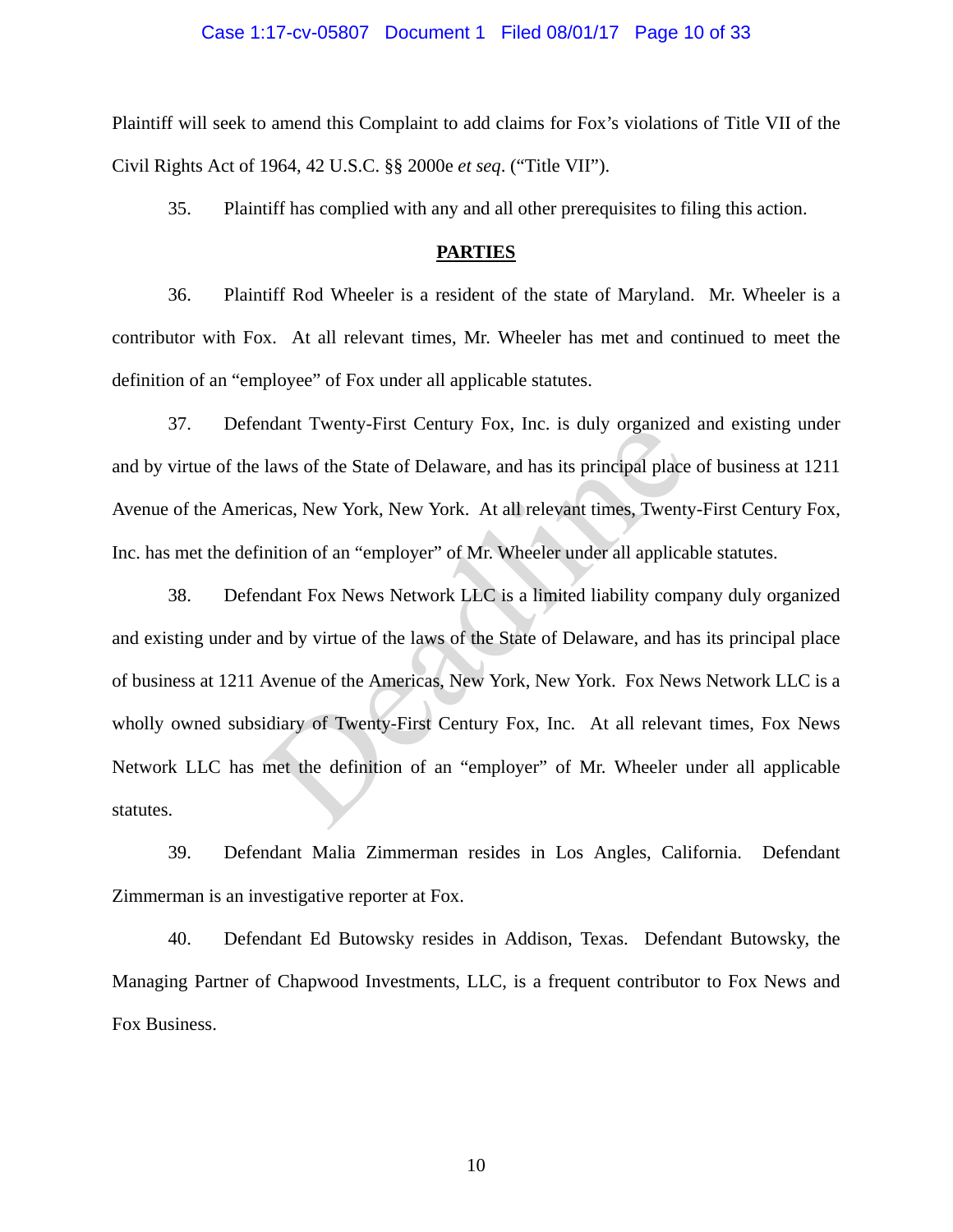Plaintiff will seek to amend this Complaint to add claims for Fox's violations of Title VII of the Civil Rights Act of 1964, 42 U.S.C. §§ 2000e *et seq*. ("Title VII").

35. Plaintiff has complied with any and all other prerequisites to filing this action.

**PARTIES**

36. Plaintiff Rod Wheeler is a resident of the state of Maryland. Mr. Wheeler is a contributor with Fox. At all relevant times, Mr. Wheeler has met and continued to meet the definition of an "employee" of Fox under all applicable statutes.

37. Defendant Twenty-First Century Fox, Inc. is duly organized and existing under and by virtue of the laws of the State of Delaware, and has its principal place of business at 1211 Avenue of the Americas, New York, New York. At all relevant times, Twenty-First Century Fox, Inc. has met the definition of an "employer" of Mr. Wheeler under all applicable statutes.

38. Defendant Fox News Network LLC is a limited liability company duly organized and existing under and by virtue of the laws of the State of Delaware, and has its principal place of business at 1211 Avenue of the Americas, New York, New York. Fox News Network LLC is a wholly owned subsidiary of Twenty-First Century Fox, Inc. At all relevant times, Fox News Network LLC has met the definition of an "employer" of Mr. Wheeler under all applicable statutes.

39. Defendant Malia Zimmerman resides in Los Angles, California. Defendant Zimmerman is an investigative reporter at Fox.

40. Defendant Ed Butowsky resides in Addison, Texas. Defendant Butowsky, the Managing Partner of Chapwood Investments, LLC, is a frequent contributor to Fox News and Fox Business.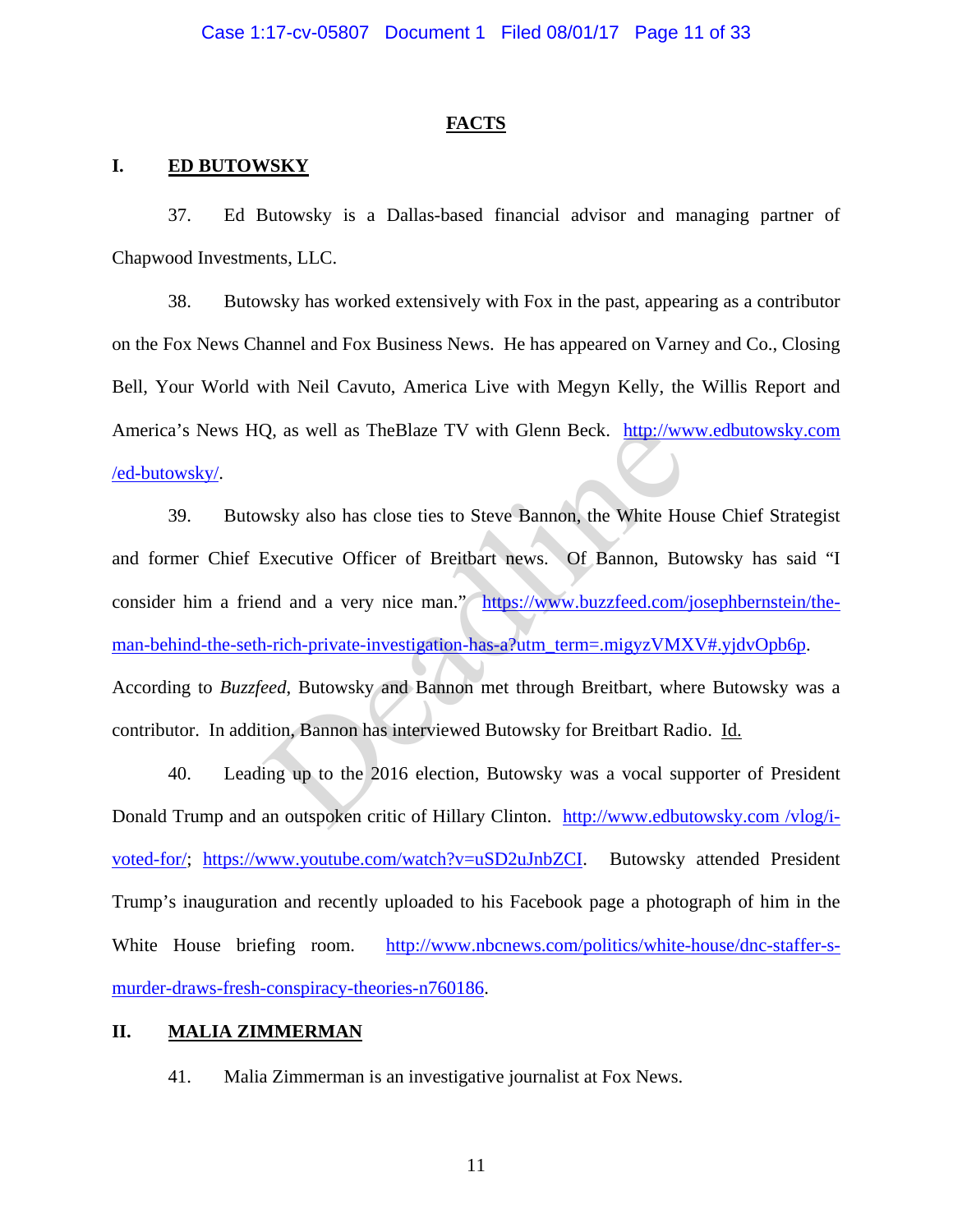## FACTS

### I. ED BUTOWSKY

37. Ed Butowsky is a Dallas-based financial advisor and managing partner of Chapwood Investments, LLC.

38. Butowsky has worked extensively with Fox in the past, appearing as a contributor on the Fox News Channel and Fox Business News. He has appeared on Varney and Co., Closing Bell, Your World with Neil Cavuto, America Live with Megyn Kelly, the Willis Report and America's News HQ, as well as TheBlaze TV with Glenn Beck. http://www.edbutowsky.com/ed-butowsky/.

39. Butowsky also has close ties to Steve Bannon, the White House Chief Strategist and former Chief Executive Officer of Breitbart news. Of Bannon, Butowsky has said "I consider him a friend and a very nice man." https://www.buzzfeed.com/josephbernstein/the-man-behind-the-seth-rich-private-investigation-has-a?utm_term=.migyzVMXV#.yjdvOpb6p. According to *Buzzfeed*, Butowsky and Bannon met through Breitbart, where Butowsky was a contributor. In addition, Bannon has interviewed Butowsky for Breitbart Radio. Id.

40. Leading up to the 2016 election, Butowsky was a vocal supporter of President Donald Trump and an outspoken critic of Hillary Clinton. http://www.edbutowsky.com/vlog/i-voted-for/; https://www.youtube.com/watch?v=uSD2uJnbZCI. Butowsky attended President Trump's inauguration and recently uploaded to his Facebook page a photograph of him in the White House briefing room. http://www.nbcnews.com/politics/white-house/dnc-staffer-s-murder-draws-fresh-conspiracy-theories-n760186.

### II. MALIA ZIMMERMAN

41. Malia Zimmerman is an investigative journalist at Fox News.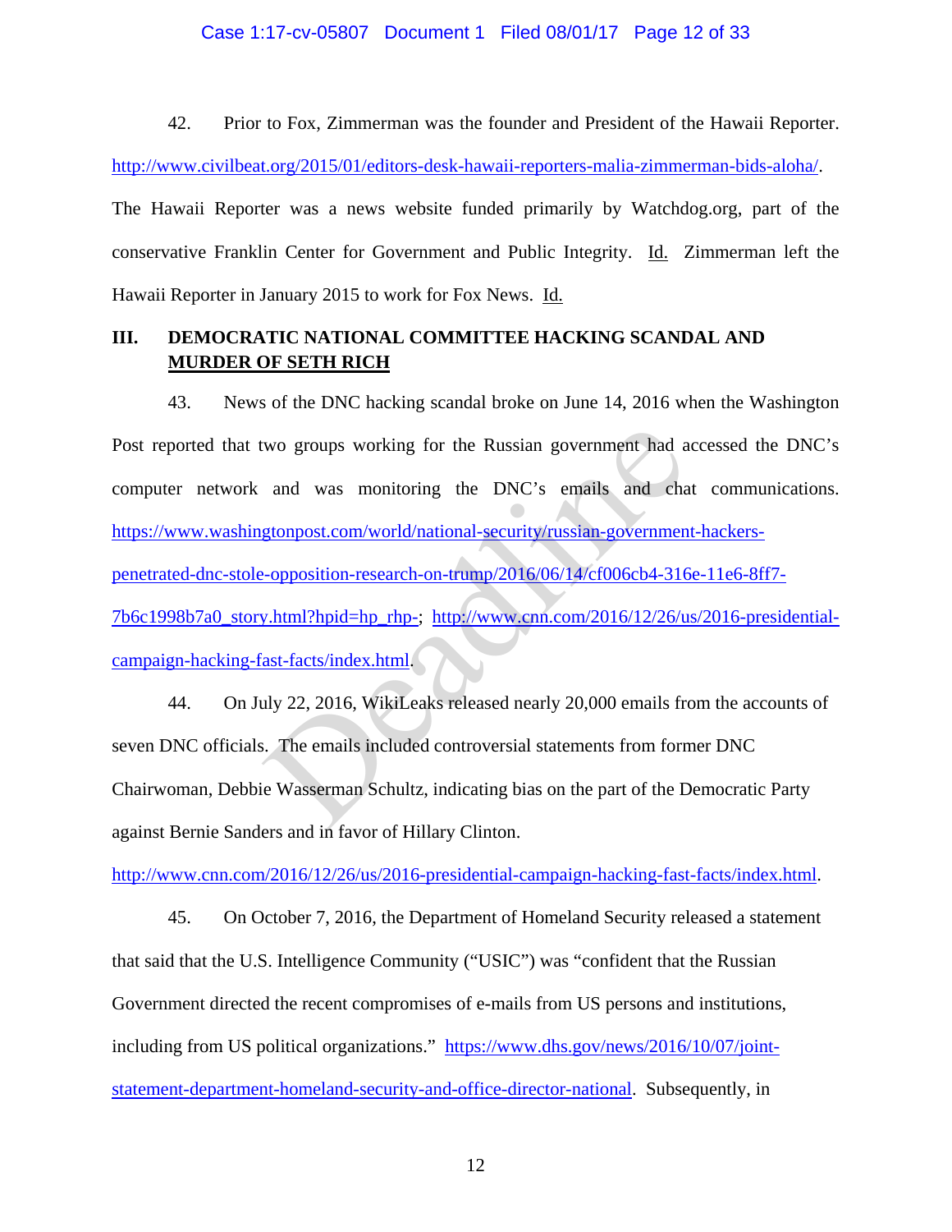42. Prior to Fox, Zimmerman was the founder and President of the Hawaii Reporter. http://www.civilbeat.org/2015/01/editors-desk-hawaii-reporters-malia-zimmerman-bids-aloha/. The Hawaii Reporter was a news website funded primarily by Watchdog.org, part of the conservative Franklin Center for Government and Public Integrity. Id. Zimmerman left the Hawaii Reporter in January 2015 to work for Fox News. Id.

## III. DEMOCRATIC NATIONAL COMMITTEE HACKING SCANDAL AND MURDER OF SETH RICH

43. News of the DNC hacking scandal broke on June 14, 2016 when the Washington Post reported that two groups working for the Russian government had accessed the DNC's computer network and was monitoring the DNC's emails and chat communications. https://www.washingtonpost.com/world/national-security/russian-government-hackers-penetrated-dnc-stole-opposition-research-on-trump/2016/06/14/cf006cb4-316e-11e6-8ff7-7b6c1998b7a0_story.html?hpid=hp_rhp-; http://www.cnn.com/2016/12/26/us/2016-presidential-campaign-hacking-fast-facts/index.html.

44. On July 22, 2016, WikiLeaks released nearly 20,000 emails from the accounts of seven DNC officials. The emails included controversial statements from former DNC Chairwoman, Debbie Wasserman Schultz, indicating bias on the part of the Democratic Party against Bernie Sanders and in favor of Hillary Clinton. http://www.cnn.com/2016/12/26/us/2016-presidential-campaign-hacking-fast-facts/index.html.

45. On October 7, 2016, the Department of Homeland Security released a statement that said that the U.S. Intelligence Community ("USIC") was "confident that the Russian Government directed the recent compromises of e-mails from US persons and institutions, including from US political organizations." https://www.dhs.gov/news/2016/10/07/joint-statement-department-homeland-security-and-office-director-national. Subsequently, in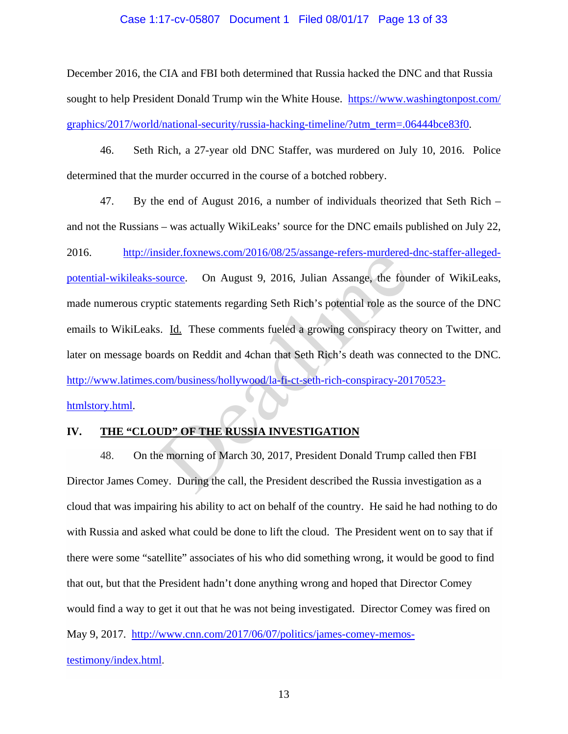December 2016, the CIA and FBI both determined that Russia hacked the DNC and that Russia sought to help President Donald Trump win the White House. https://www.washingtonpost.com/graphics/2017/world/national-security/russia-hacking-timeline/?utm_term=.06444bce83f0.

46. Seth Rich, a 27-year old DNC Staffer, was murdered on July 10, 2016. Police determined that the murder occurred in the course of a botched robbery.

47. By the end of August 2016, a number of individuals theorized that Seth Rich – and not the Russians – was actually WikiLeaks' source for the DNC emails published on July 22, 2016. http://insider.foxnews.com/2016/08/25/assange-refers-murdered-dnc-staffer-alleged-potential-wikileaks-source. On August 9, 2016, Julian Assange, the founder of WikiLeaks, made numerous cryptic statements regarding Seth Rich's potential role as the source of the DNC emails to WikiLeaks. Id. These comments fueled a growing conspiracy theory on Twitter, and later on message boards on Reddit and 4chan that Seth Rich's death was connected to the DNC. http://www.latimes.com/business/hollywood/la-fi-ct-seth-rich-conspiracy-20170523-htmlstory.html.

## IV. THE "CLOUD" OF THE RUSSIA INVESTIGATION

48. On the morning of March 30, 2017, President Donald Trump called then FBI Director James Comey. During the call, the President described the Russia investigation as a cloud that was impairing his ability to act on behalf of the country. He said he had nothing to do with Russia and asked what could be done to lift the cloud. The President went on to say that if there were some "satellite" associates of his who did something wrong, it would be good to find that out, but that the President hadn't done anything wrong and hoped that Director Comey would find a way to get it out that he was not being investigated. Director Comey was fired on May 9, 2017. http://www.cnn.com/2017/06/07/politics/james-comey-memos-testimony/index.html.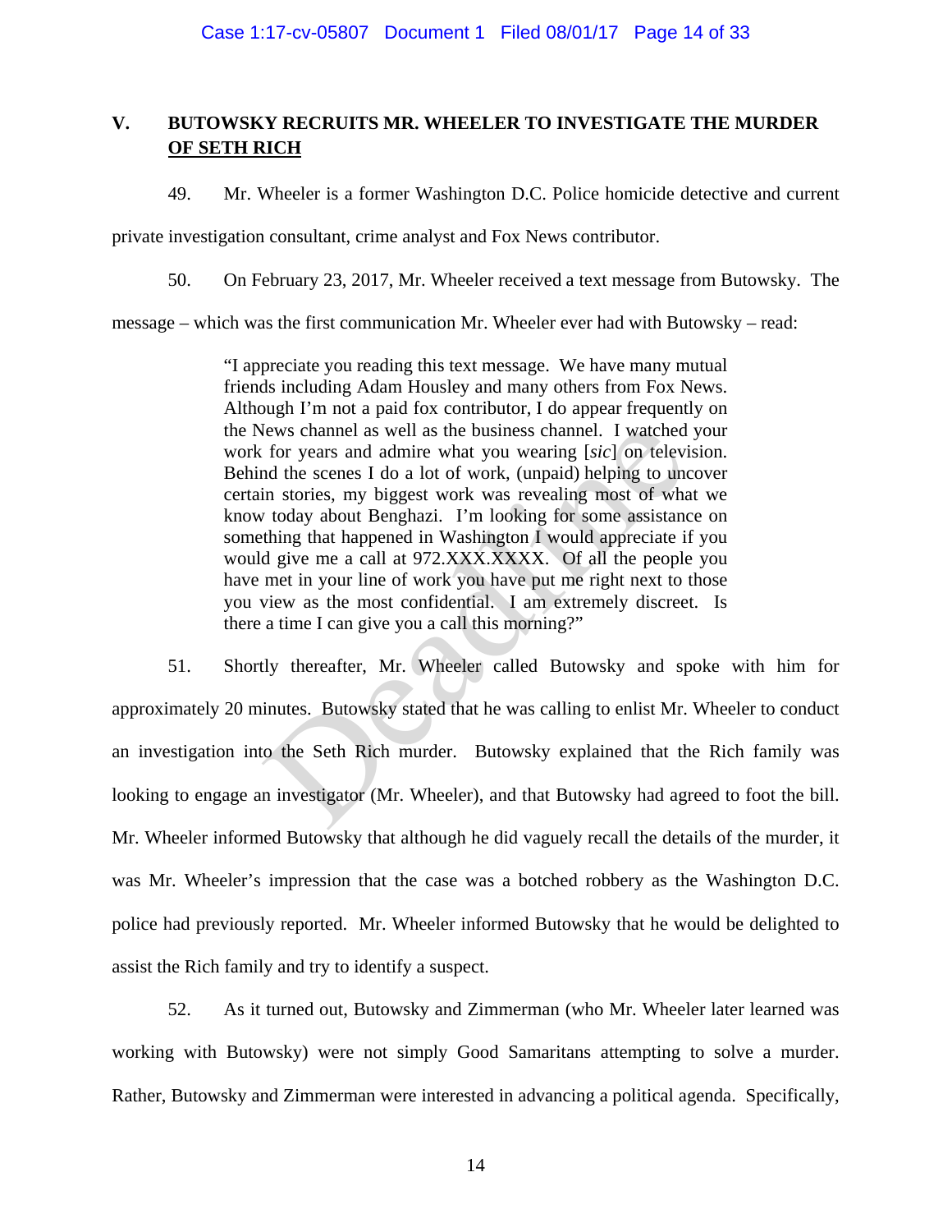## V. BUTOWSKY RECRUITS MR. WHEELER TO INVESTIGATE THE MURDER OF SETH RICH

49. Mr. Wheeler is a former Washington D.C. Police homicide detective and current private investigation consultant, crime analyst and Fox News contributor.

50. On February 23, 2017, Mr. Wheeler received a text message from Butowsky. The message – which was the first communication Mr. Wheeler ever had with Butowsky – read:

> "I appreciate you reading this text message. We have many mutual friends including Adam Housley and many others from Fox News. Although I'm not a paid fox contributor, I do appear frequently on the News channel as well as the business channel. I watched your work for years and admire what you wearing [*sic*] on television. Behind the scenes I do a lot of work, (unpaid) helping to uncover certain stories, my biggest work was revealing most of what we know today about Benghazi. I'm looking for some assistance on something that happened in Washington I would appreciate if you would give me a call at 972.XXX.XXXX. Of all the people you have met in your line of work you have put me right next to those you view as the most confidential. I am extremely discreet. Is there a time I can give you a call this morning?"

51. Shortly thereafter, Mr. Wheeler called Butowsky and spoke with him for approximately 20 minutes. Butowsky stated that he was calling to enlist Mr. Wheeler to conduct an investigation into the Seth Rich murder. Butowsky explained that the Rich family was looking to engage an investigator (Mr. Wheeler), and that Butowsky had agreed to foot the bill. Mr. Wheeler informed Butowsky that although he did vaguely recall the details of the murder, it was Mr. Wheeler's impression that the case was a botched robbery as the Washington D.C. police had previously reported. Mr. Wheeler informed Butowsky that he would be delighted to assist the Rich family and try to identify a suspect.

52. As it turned out, Butowsky and Zimmerman (who Mr. Wheeler later learned was working with Butowsky) were not simply Good Samaritans attempting to solve a murder. Rather, Butowsky and Zimmerman were interested in advancing a political agenda. Specifically,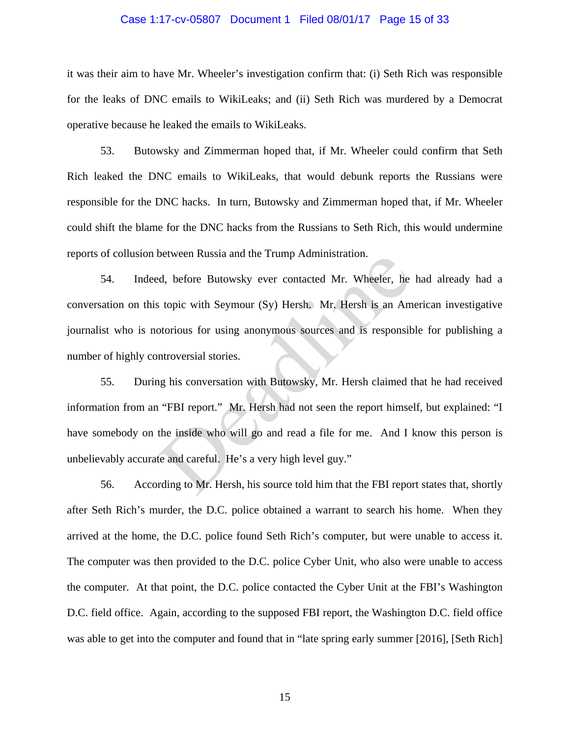it was their aim to have Mr. Wheeler's investigation confirm that: (i) Seth Rich was responsible for the leaks of DNC emails to WikiLeaks; and (ii) Seth Rich was murdered by a Democrat operative because he leaked the emails to WikiLeaks.

53. Butowsky and Zimmerman hoped that, if Mr. Wheeler could confirm that Seth Rich leaked the DNC emails to WikiLeaks, that would debunk reports the Russians were responsible for the DNC hacks. In turn, Butowsky and Zimmerman hoped that, if Mr. Wheeler could shift the blame for the DNC hacks from the Russians to Seth Rich, this would undermine reports of collusion between Russia and the Trump Administration.

54. Indeed, before Butowsky ever contacted Mr. Wheeler, he had already had a conversation on this topic with Seymour (Sy) Hersh. Mr. Hersh is an American investigative journalist who is notorious for using anonymous sources and is responsible for publishing a number of highly controversial stories.

55. During his conversation with Butowsky, Mr. Hersh claimed that he had received information from an "FBI report." Mr. Hersh had not seen the report himself, but explained: "I have somebody on the inside who will go and read a file for me. And I know this person is unbelievably accurate and careful. He's a very high level guy."

56. According to Mr. Hersh, his source told him that the FBI report states that, shortly after Seth Rich's murder, the D.C. police obtained a warrant to search his home. When they arrived at the home, the D.C. police found Seth Rich's computer, but were unable to access it. The computer was then provided to the D.C. police Cyber Unit, who also were unable to access the computer. At that point, the D.C. police contacted the Cyber Unit at the FBI's Washington D.C. field office. Again, according to the supposed FBI report, the Washington D.C. field office was able to get into the computer and found that in "late spring early summer [2016], [Seth Rich]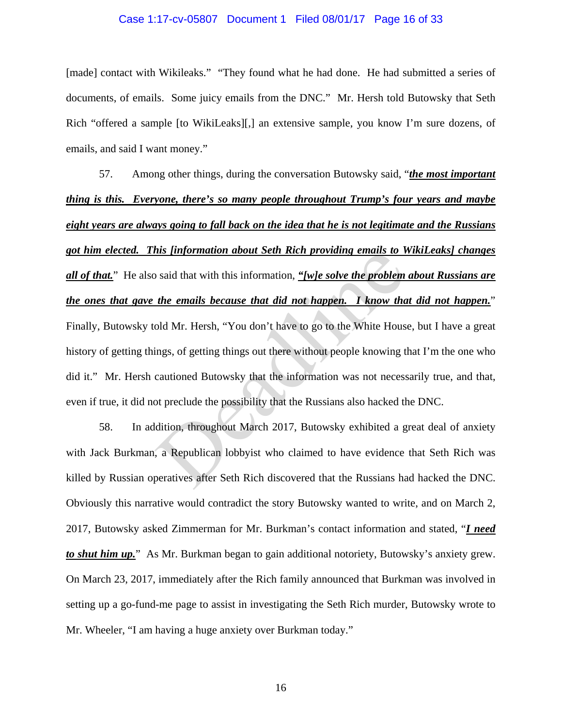[made] contact with Wikileaks." "They found what he had done. He had submitted a series of documents, of emails. Some juicy emails from the DNC." Mr. Hersh told Butowsky that Seth Rich "offered a sample [to WikiLeaks][,] an extensive sample, you know I'm sure dozens, of emails, and said I want money."

57. Among other things, during the conversation Butowsky said, "***the most important thing is this. Everyone, there's so many people throughout Trump's four years and maybe eight years are always going to fall back on the idea that he is not legitimate and the Russians got him elected. This [information about Seth Rich providing emails to WikiLeaks] changes all of that.***" He also said that with this information, ***"[w]e solve the problem about Russians are the ones that gave the emails because that did not happen. I know that did not happen.***" Finally, Butowsky told Mr. Hersh, "You don't have to go to the White House, but I have a great history of getting things, of getting things out there without people knowing that I'm the one who did it." Mr. Hersh cautioned Butowsky that the information was not necessarily true, and that, even if true, it did not preclude the possibility that the Russians also hacked the DNC.

58. In addition, throughout March 2017, Butowsky exhibited a great deal of anxiety with Jack Burkman, a Republican lobbyist who claimed to have evidence that Seth Rich was killed by Russian operatives after Seth Rich discovered that the Russians had hacked the DNC. Obviously this narrative would contradict the story Butowsky wanted to write, and on March 2, 2017, Butowsky asked Zimmerman for Mr. Burkman's contact information and stated, "***I need to shut him up.***" As Mr. Burkman began to gain additional notoriety, Butowsky's anxiety grew. On March 23, 2017, immediately after the Rich family announced that Burkman was involved in setting up a go-fund-me page to assist in investigating the Seth Rich murder, Butowsky wrote to Mr. Wheeler, "I am having a huge anxiety over Burkman today."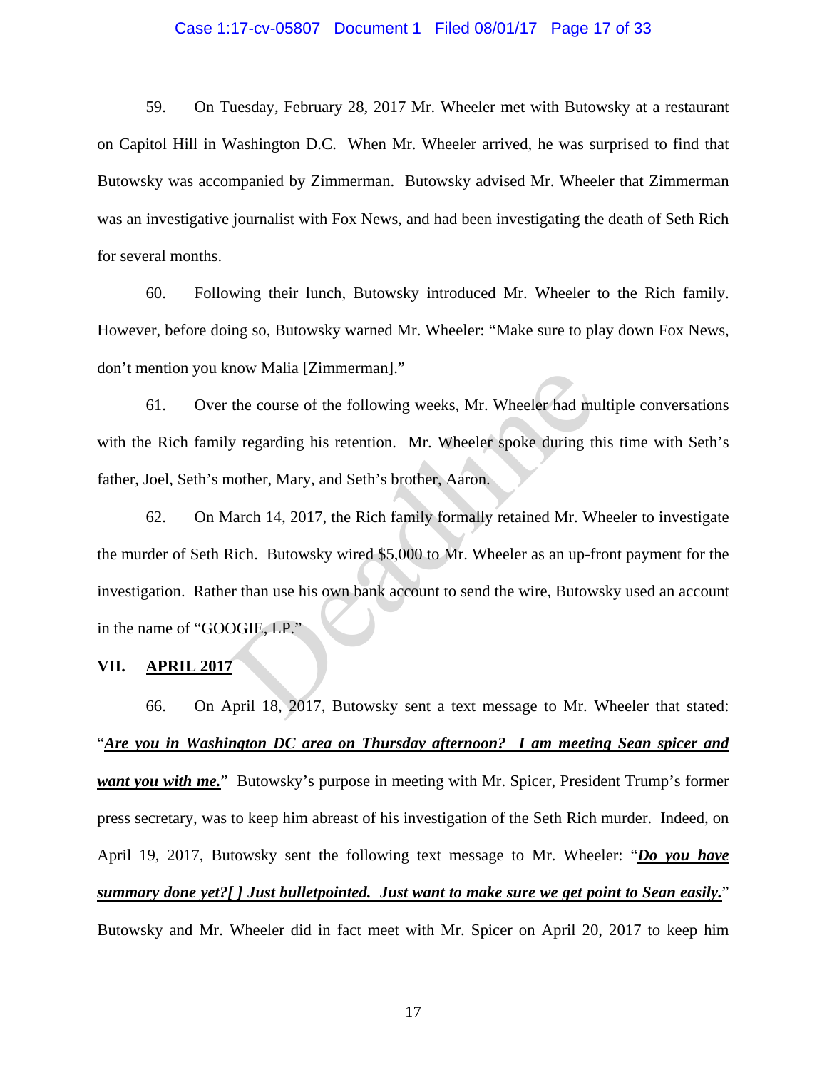59. On Tuesday, February 28, 2017 Mr. Wheeler met with Butowsky at a restaurant on Capitol Hill in Washington D.C. When Mr. Wheeler arrived, he was surprised to find that Butowsky was accompanied by Zimmerman. Butowsky advised Mr. Wheeler that Zimmerman was an investigative journalist with Fox News, and had been investigating the death of Seth Rich for several months.

60. Following their lunch, Butowsky introduced Mr. Wheeler to the Rich family. However, before doing so, Butowsky warned Mr. Wheeler: "Make sure to play down Fox News, don't mention you know Malia [Zimmerman]."

61. Over the course of the following weeks, Mr. Wheeler had multiple conversations with the Rich family regarding his retention. Mr. Wheeler during this time with Seth's father, Joel, Seth's mother, Mary, and Seth's brother, Aaron.

62. On March 14, 2017, the Rich family formally retained Mr. Wheeler to investigate the murder of Seth Rich. Butowsky wired $5,000 to Mr. Wheeler as an up-front payment for the investigation. Rather than use his own bank account to send the wire, Butowsky used an account in the name of "GOOGIE, LP."

## VII. APRIL 2017

66. On April 18, 2017, Butowsky sent a text message to Mr. Wheeler that stated: "***Are you in Washington DC area on Thursday afternoon? I am meeting Sean spicer and want you with me.***" Butowsky's purpose in meeting with Mr. Spicer, President Trump's former press secretary, was to keep him abreast of his investigation of the Seth Rich murder. Indeed, on April 19, 2017, Butowsky sent the following text message to Mr. Wheeler: "***Do you have summary done yet?[ ] Just bulletpointed. Just want to make sure we get point to Sean easily.***" Butowsky and Mr. Wheeler did in fact meet with Mr. Spicer on April 20, 2017 to keep him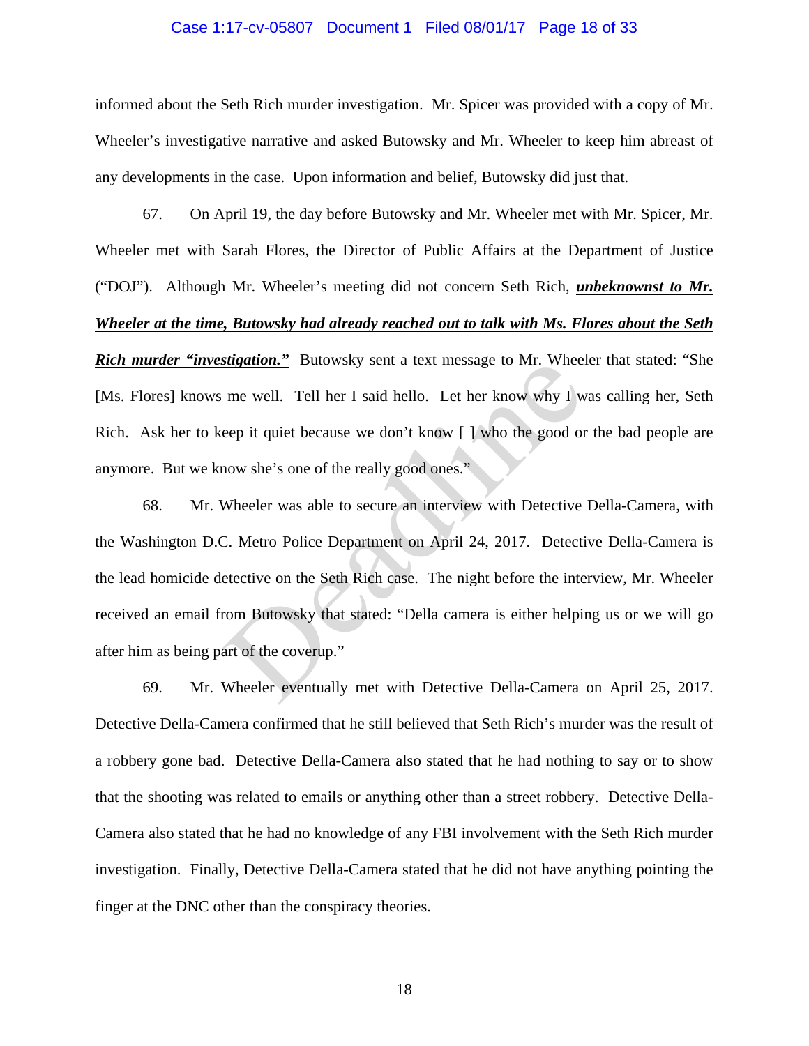informed about the Seth Rich murder investigation. Mr. Spicer was provided with a copy of Mr. Wheeler's investigative narrative and asked Butowsky and Mr. Wheeler to keep him abreast of any developments in the case. Upon information and belief, Butowsky did just that.

67. On April 19, the day before Butowsky and Mr. Wheeler met with Mr. Spicer, Mr. Wheeler met with Sarah Flores, the Director of Public Affairs at the Department of Justice ("DOJ"). Although Mr. Wheeler's meeting did not concern Seth Rich, ***unbeknownst to Mr. Wheeler at the time, Butowsky had already reached out to talk with Ms. Flores about the Seth Rich murder "investigation."*** Butowsky sent a text message to Mr. Wheeler that stated: "She [Ms. Flores] knows me well. Tell her I said hello. Let her know why I was calling her, Seth Rich. Ask her to keep it quiet because we don't know [ ] who the good or the bad people are anymore. But we know she's one of the really good ones."

68. Mr. Wheeler was able to secure an interview with Detective Della-Camera, with the Washington D.C. Metro Police Department on April 24, 2017. Detective Della-Camera is the lead homicide detective on the Seth Rich case. The night before the interview, Mr. Wheeler received an email from Butowsky that stated: "Della camera is either helping us or we will go after him as being part of the coverup."

69. Mr. Wheeler eventually met with Detective Della-Camera on April 25, 2017. Detective Della-Camera confirmed that he still believed that Seth Rich's murder was the result of a robbery gone bad. Detective Della-Camera also stated that he had nothing to say or to show that the shooting was related to emails or anything other than a street robbery. Detective Della-Camera also stated that he had no knowledge of any FBI involvement with the Seth Rich murder investigation. Finally, Detective Della-Camera stated that he did not have anything pointing the finger at the DNC other than the conspiracy theories.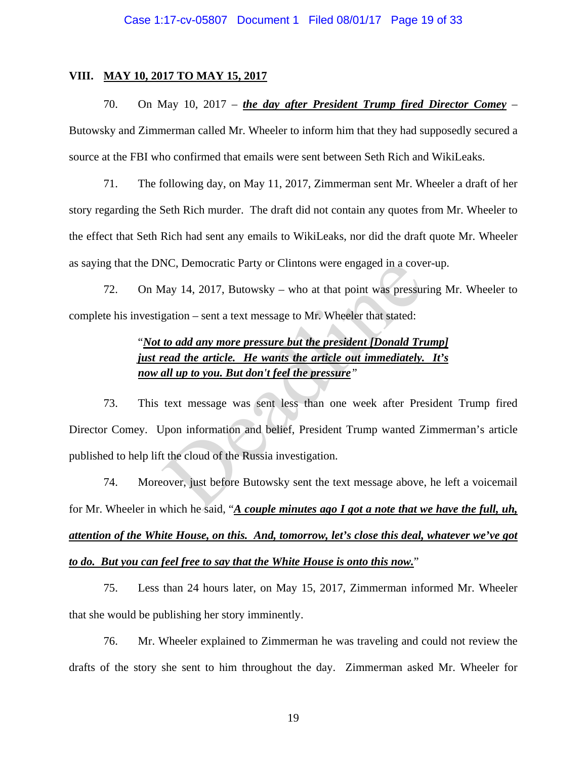## VIII. MAY 10, 2017 TO MAY 15, 2017

70. On May 10, 2017 – ***the day after President Trump fired Director Comey*** – Butowsky and Zimmerman called Mr. Wheeler to inform him that they had supposedly secured a source at the FBI who confirmed that emails were sent between Seth Rich and WikiLeaks.

71. The following day, on May 11, 2017, Zimmerman sent Mr. Wheeler a draft of her story regarding the Seth Rich murder. The draft did not contain any quotes from Mr. Wheeler to the effect that Seth Rich had sent any emails to WikiLeaks, nor did the draft quote Mr. Wheeler as saying that the DNC, Democratic Party or Clintons were engaged in a cover-up.

72. On May 14, 2017, Butowsky – who at that point was pressuring Mr. Wheeler to complete his investigation – sent a text message to Mr. Wheeler that stated:

> "***Not to add any more pressure but the president [Donald Trump] just read the article. He wants the article out immediately. It's now all up to you. But don't feel the pressure***"

73. This text message was sent less than one week after President Trump fired Director Comey. Upon information and belief, President Trump wanted Zimmerman's article published to help lift the cloud of the Russia investigation.

74. Moreover, just before Butowsky sent the text message above, he left a voicemail for Mr. Wheeler in which he said, "***A couple minutes ago I got a note that we have the full, uh, attention of the White House, on this. And, tomorrow, let's close this deal, whatever we've got to do. But you can feel free to say that the White House is onto this now.***"

75. Less than 24 hours later, on May 15, 2017, Zimmerman informed Mr. Wheeler that she would be publishing her story imminently.

76. Mr. Wheeler explained to Zimmerman he was traveling and could not review the drafts of the story she sent to him throughout the day. Zimmerman asked Mr. Wheeler for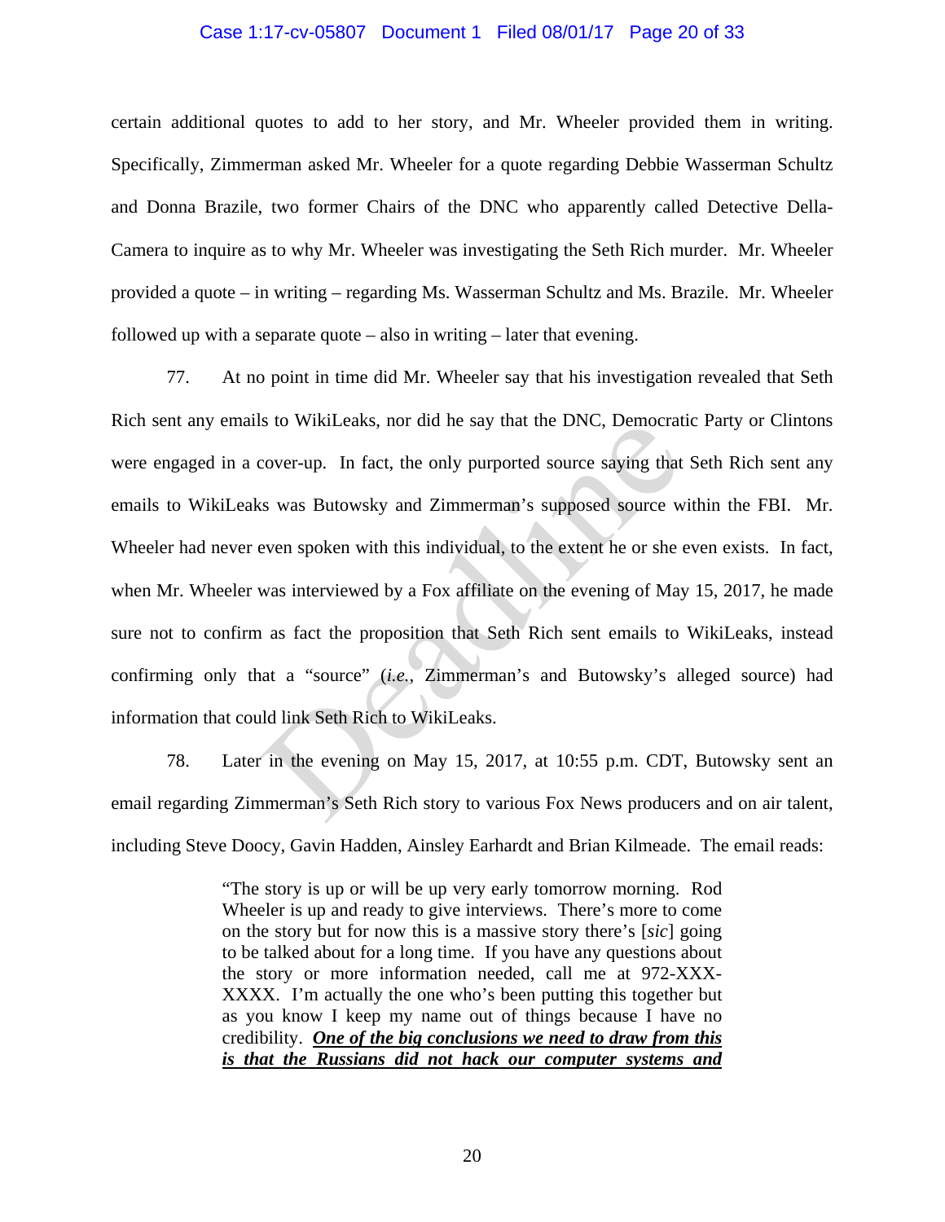certain additional quotes to add to her story, and Mr. Wheeler provided them in writing. Specifically, Zimmerman asked Mr. Wheeler for a quote regarding Debbie Wasserman Schultz and Donna Brazile, two former Chairs of the DNC who apparently called Detective Della-Camera to inquire as to why Mr. Wheeler was investigating the Seth Rich murder. Mr. Wheeler provided a quote – in writing – regarding Ms. Wasserman Schultz and Ms. Brazile. Mr. Wheeler followed up with a separate quote – also in writing – later that evening.

77. At no point in time did Mr. Wheeler say that his investigation revealed that Seth Rich sent any emails to WikiLeaks, nor did he say that the DNC, Democratic Party or Clintons were engaged in a cover-up. In fact, the only purported source saying that Seth Rich sent any emails to WikiLeaks was Butowsky and Zimmerman's supposed source within the FBI. Mr. Wheeler had never even spoken with this individual, to the extent he or she even exists. In fact, when Mr. Wheeler was interviewed by a Fox affiliate on the evening of May 15, 2017, he made sure not to confirm as fact the proposition that Seth Rich sent emails to WikiLeaks, instead confirming only that a "source" (*i.e.*, Zimmerman's and Butowsky's alleged source) had information that could link Seth Rich to WikiLeaks.

78. Later in the evening on May 15, 2017, at 10:55 p.m. CDT, Butowsky sent an email regarding Zimmerman's Seth Rich story to various Fox News producers and on air talent, including Steve Doocy, Gavin Hadden, Ainsley Earhardt and Brian Kilmeade. The email reads:

> "The story is up or will be up very early tomorrow morning. Rod Wheeler is up and ready to give interviews. There's more to come on the story but for now this is a massive story there's [*sic*] going to be talked about for a long time. If you have any questions about the story or more information needed, call me at 972-XXX-XXXX. I'm actually the one who's been putting this together but as you know I keep my name out of things because I have no credibility. ***One of the big conclusions we need to draw from this is that the Russians did not hack our computer systems and***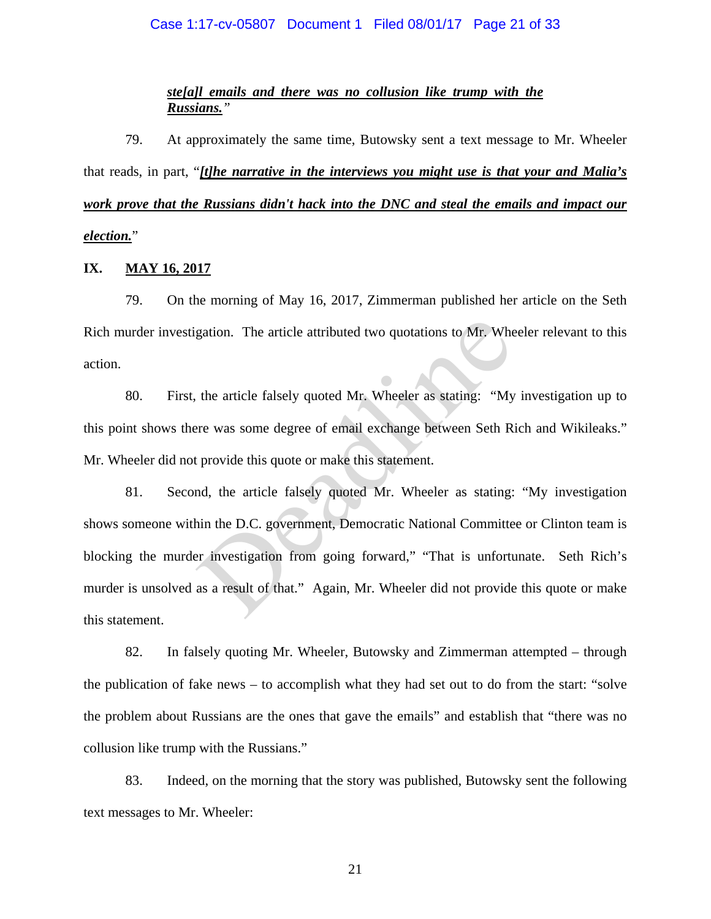***ste[a]l emails and there was no collusion like trump with the Russians.***"

79. At approximately the same time, Butowsky sent a text message to Mr. Wheeler that reads, in part, "***[t]he narrative in the interviews you might use is that your and Malia's work prove that the Russians didn't hack into the DNC and steal the emails and impact our election.***"

## IX. MAY 16, 2017

79. On the morning of May 16, 2017, Zimmerman published her article on the Seth Rich murder investigation. The article attributed two quotations to Mr. Wheeler relevant to this action.

80. First, the article falsely quoted Mr. Wheeler as stating: "My investigation up to this point shows there was some degree of email exchange between Seth Rich and Wikileaks." Mr. Wheeler did not provide this quote or make this statement.

81. Second, the article falsely quoted Mr. Wheeler as stating: "My investigation shows someone within the D.C. government, Democratic National Committee or Clinton team is blocking the murder investigation from going forward," "That is unfortunate. Seth Rich's murder is unsolved as a result of that." Again, Mr. Wheeler did not provide this quote or make this statement.

82. In falsely quoting Mr. Wheeler, Butowsky and Zimmerman attempted – through the publication of fake news – to accomplish what they had set out to do from the start: "solve the problem about Russians are the ones that gave the emails" and establish that "there was no collusion like trump with the Russians."

83. Indeed, on the morning that the story was published, Butowsky sent the following text messages to Mr. Wheeler: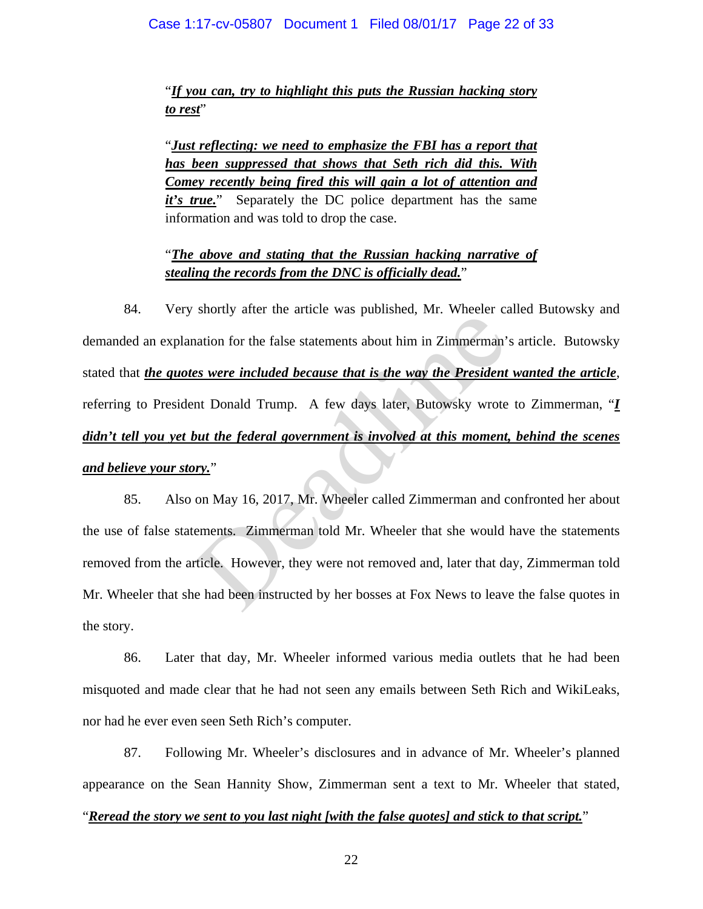"***If you can, try to highlight this puts the Russian hacking story to rest***"

"***Just reflecting: we need to emphasize the FBI has a report that has been suppressed that shows that Seth rich did this. With Comey recently being fired this will gain a lot of attention and it's true.***" Separately the DC police department has the same information and was told to drop the case.

"***The above and stating that the Russian hacking narrative of stealing the records from the DNC is officially dead.***"

84. Very shortly after the article was published, Mr. Wheeler called Butowsky and demanded an explanation for the false statements about him in Zimmerman's article. Butowsky stated that ***the quotes were included because that is the way the President wanted the article***, referring to President Donald Trump. A few days later, Butowsky wrote to Zimmerman, "***I didn't tell you yet but the federal government is involved at this moment, behind the scenes and believe your story.***"

85. Also on May 16, 2017, Mr. Wheeler called Zimmerman and confronted her about the use of false statements. Zimmerman told Mr. Wheeler that she would have the statements removed from the article. However, they were not removed and, later that day, Zimmerman told Mr. Wheeler that she had been instructed by her bosses at Fox News to leave the false quotes in the story.

86. Later that day, Mr. Wheeler informed various media outlets that he had been misquoted and made clear that he had not seen any emails between Seth Rich and WikiLeaks, nor had he ever even seen Seth Rich's computer.

87. Following Mr. Wheeler's disclosures and in advance of Mr. Wheeler's planned appearance on the Sean Hannity Show, Zimmerman sent a text to Mr. Wheeler that stated, "***Reread the story we sent to you last night [with the false quotes] and stick to that script.***"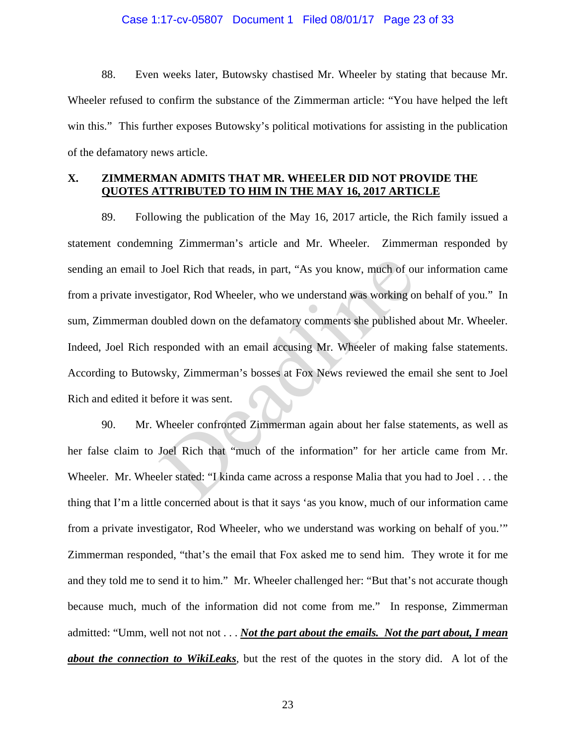88. Even weeks later, Butowsky chastised Mr. Wheeler by stating that because Mr. Wheeler refused to confirm the substance of the Zimmerman article: "You have helped the left win this." This further exposes Butowsky's political motivations for assisting in the publication of the defamatory news article.

## X. <u>ZIMMERMAN ADMITS THAT MR. WHEELER DID NOT PROVIDE THE QUOTES ATTRIBUTED TO HIM IN THE MAY 16, 2017 ARTICLE</u>

89. Following the publication of the May 16, 2017 article, the Rich family issued a statement condemning Zimmerman's article and Mr. Wheeler. Zimmerman responded by sending an email to Joel Rich that reads, in part, "As you know, much of our information came from a private investigator, Rod Wheeler, who we understand was working on behalf of you." In sum, Zimmerman doubled down on the defamatory comments she published about Mr. Wheeler. Indeed, Joel Rich responded with an email accusing Mr. Wheeler of making false statements. According to Butowsky, Zimmerman's bosses at Fox News reviewed the email she sent to Joel Rich and edited it before it was sent.

90. Mr. Wheeler confronted Zimmerman again about her false statements, as well as her false claim to Joel Rich that "much of the information" for her article came from Mr. Wheeler. Mr. Wheeler stated: "I kinda came across a response Malia that you had to Joel . . . the thing that I'm a little concerned about is that it says 'as you know, much of our information came from a private investigator, Rod Wheeler, who we understand was working on behalf of you.'" Zimmerman responded, "that's the email that Fox asked me to send him. They wrote it for me and they told me to send it to him." Mr. Wheeler challenged her: "But that's not accurate though because much, much of the information did not come from me." In response, Zimmerman admitted: "Umm, well not not not . . . <u>***Not the part about the emails. Not the part about, I mean about the connection to WikiLeaks***</u>, but the rest of the quotes in the story did. A lot of the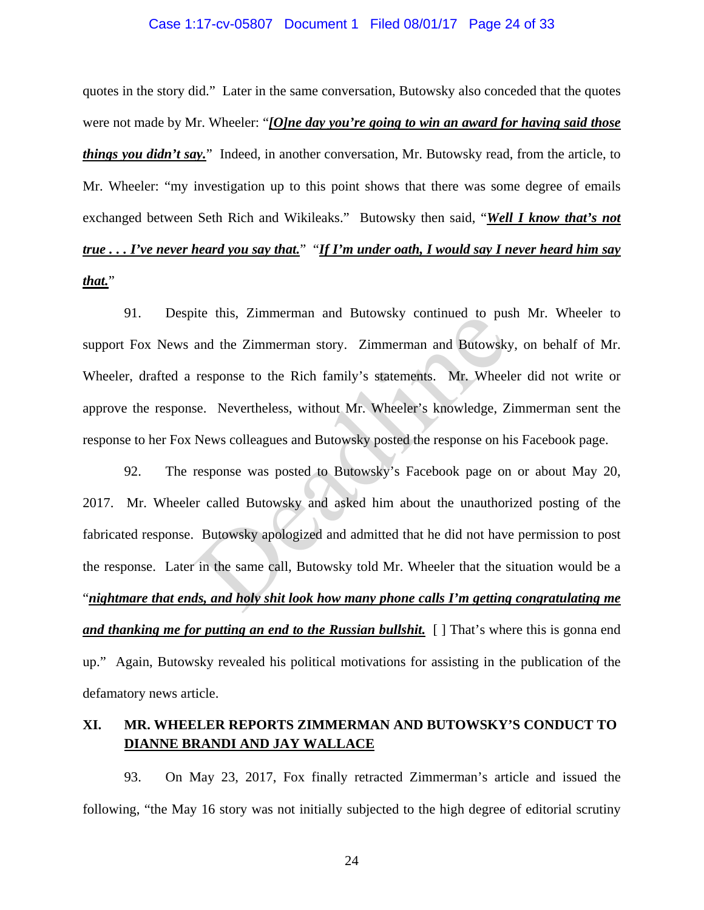quotes in the story did." Later in the same conversation, Butowsky also conceded that the quotes were not made by Mr. Wheeler: "***[O]ne day you're going to win an award for having said those things you didn't say.***" Indeed, in another conversation, Mr. Butowsky read, from the article, to Mr. Wheeler: "my investigation up to this point shows that there was some degree of emails exchanged between Seth Rich and Wikileaks." Butowsky then said, "***Well I know that's not true . . . I've never heard you say that.***" "***If I'm under oath, I would say I never heard him say that.***"

91. Despite this, Zimmerman and Butowsky continued to push Mr. Wheeler to support Fox News and the Zimmerman story. Zimmerman and Butowsky, on behalf of Mr. Wheeler, drafted a response to the Rich family's statements. Mr. Wheeler did not write or approve the response. Nevertheless, without Mr. Wheeler's knowledge, Zimmerman sent the response to her Fox News colleagues and Butowsky posted the response on his Facebook page.

92. The response was posted to Butowsky's Facebook page on or about May 20, 2017. Mr. Wheeler called Butowsky and asked him about the unauthorized posting of the fabricated response. Butowsky apologized and admitted that he did not have permission to post the response. Later in the same call, Butowsky told Mr. Wheeler that the situation would be a "***nightmare that ends, and holy shit look how many phone calls I'm getting congratulating me and thanking me for putting an end to the Russian bullshit.*** [ ] That's where this is gonna end up." Again, Butowsky revealed his political motivations for assisting in the publication of the defamatory news article.

## XI. MR. WHEELER REPORTS ZIMMERMAN AND BUTOWSKY'S CONDUCT TO DIANNE BRANDI AND JAY WALLACE

93. On May 23, 2017, Fox finally retracted Zimmerman's article and issued the following, "the May 16 story was not initially subjected to the high degree of editorial scrutiny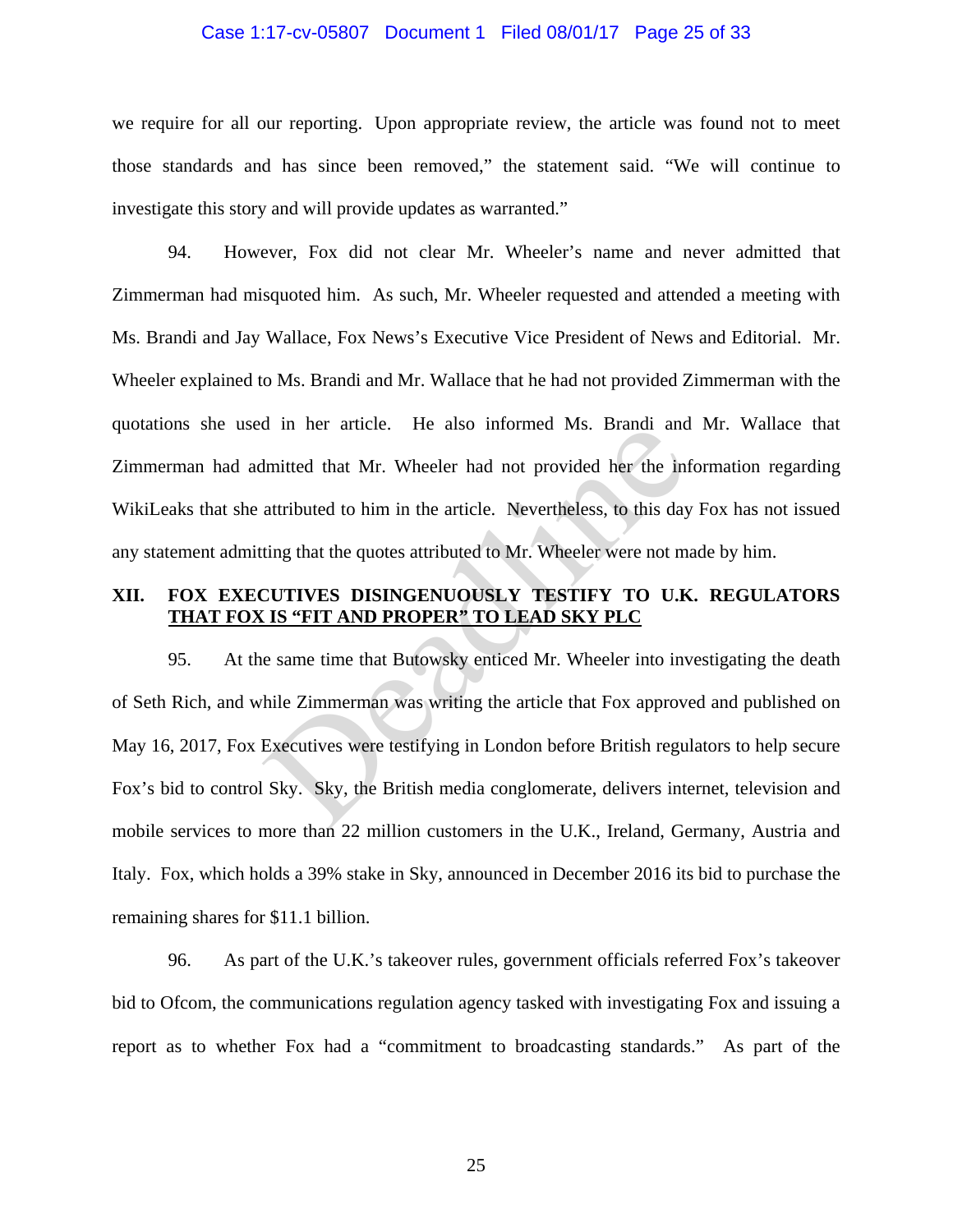we require for all our reporting. Upon appropriate review, the article was found not to meet those standards and has since been removed," the statement said. "We will continue to investigate this story and will provide updates as warranted."

94. However, Fox did not clear Mr. Wheeler's name and never admitted that Zimmerman had misquoted him. As such, Mr. Wheeler requested and attended a meeting with Ms. Brandi and Jay Wallace, Fox News's Executive Vice President of News and Editorial. Mr. Wheeler explained to Ms. Brandi and Mr. Wallace that he had not provided Zimmerman with the quotations she used in her article. He also informed Ms. Brandi and Mr. Wallace that Zimmerman had admitted that Mr. Wheeler had not provided her the information regarding WikiLeaks that she attributed to him in the article. Nevertheless, to this day Fox has not issued any statement admitting that the quotes attributed to Mr. Wheeler were not made by him.

## XII. FOX EXECUTIVES DISINGENUOUSLY TESTIFY TO U.K. REGULATORS THAT FOX IS "FIT AND PROPER" TO LEAD SKY PLC

95. At the same time that Butowsky enticed Mr. Wheeler into investigating the death of Seth Rich, and while Zimmerman was writing the article that Fox approved and published on May 16, 2017, Fox Executives were testifying in London before British regulators to help secure Fox's bid to control Sky. Sky, the British media conglomerate, delivers internet, television and mobile services to more than 22 million customers in the U.K., Ireland, Germany, Austria and Italy. Fox, which holds a 39% stake in Sky, announced in December 2016 its bid to purchase the remaining shares for $11.1 billion.

96. As part of the U.K.'s takeover rules, government officials referred Fox's takeover bid to Ofcom, the communications regulation agency tasked with investigating Fox and issuing a report as to whether Fox had a "commitment to broadcasting standards." As part of the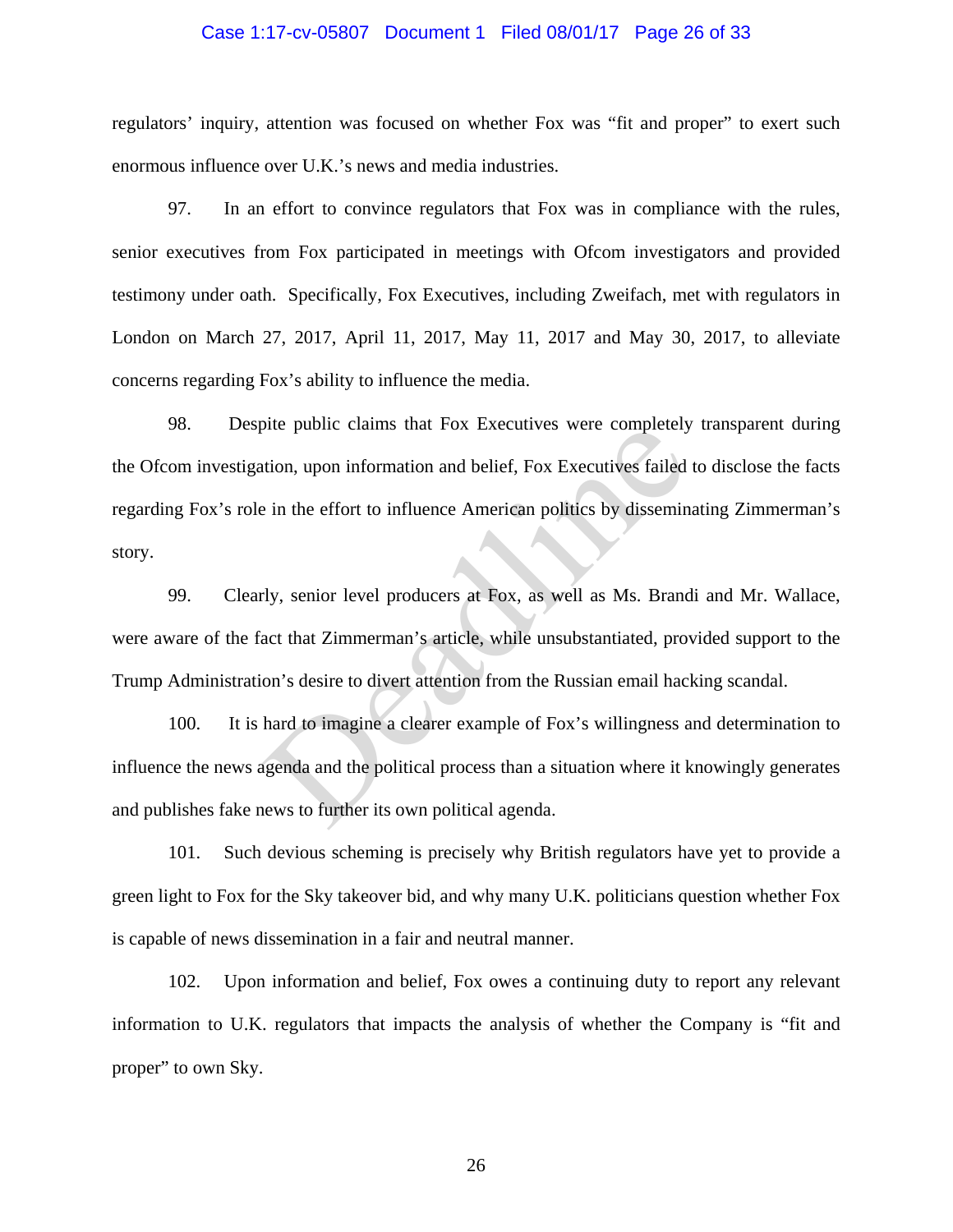regulators' inquiry, attention was focused on whether Fox was "fit and proper" to exert such enormous influence over U.K.'s news and media industries.

97. In an effort to convince regulators that Fox was in compliance with the rules, senior executives from Fox participated in meetings with Ofcom investigators and provided testimony under oath. Specifically, Fox Executives, including Zweifach, met with regulators in London on March 27, 2017, April 11, 2017, May 11, 2017 and May 30, 2017, to alleviate concerns regarding Fox's ability to influence the media.

98. Despite public claims that Fox Executives were completely transparent during the Ofcom investigation, upon information and belief, Fox Executives failed to disclose the facts regarding Fox's role in the effort to influence American politics by disseminating Zimmerman's story.

99. Clearly, senior level producers at Fox, as well as Ms. Brandi and Mr. Wallace, were aware of the fact that Zimmerman's article, while unsubstantiated, provided support to the Trump Administration's desire to divert attention from the Russian email hacking scandal.

100. It is hard to imagine a clearer example of Fox's willingness and determination to influence the news agenda and the political process than a situation where it knowingly generates and publishes fake news to further its own political agenda.

101. Such devious scheming is precisely why British regulators have yet to provide a green light to Fox for the Sky takeover bid, and why many U.K. politicians question whether Fox is capable of news dissemination in a fair and neutral manner.

102. Upon information and belief, Fox owes a continuing duty to report any relevant information to U.K. regulators that impacts the analysis of whether the Company is "fit and proper" to own Sky.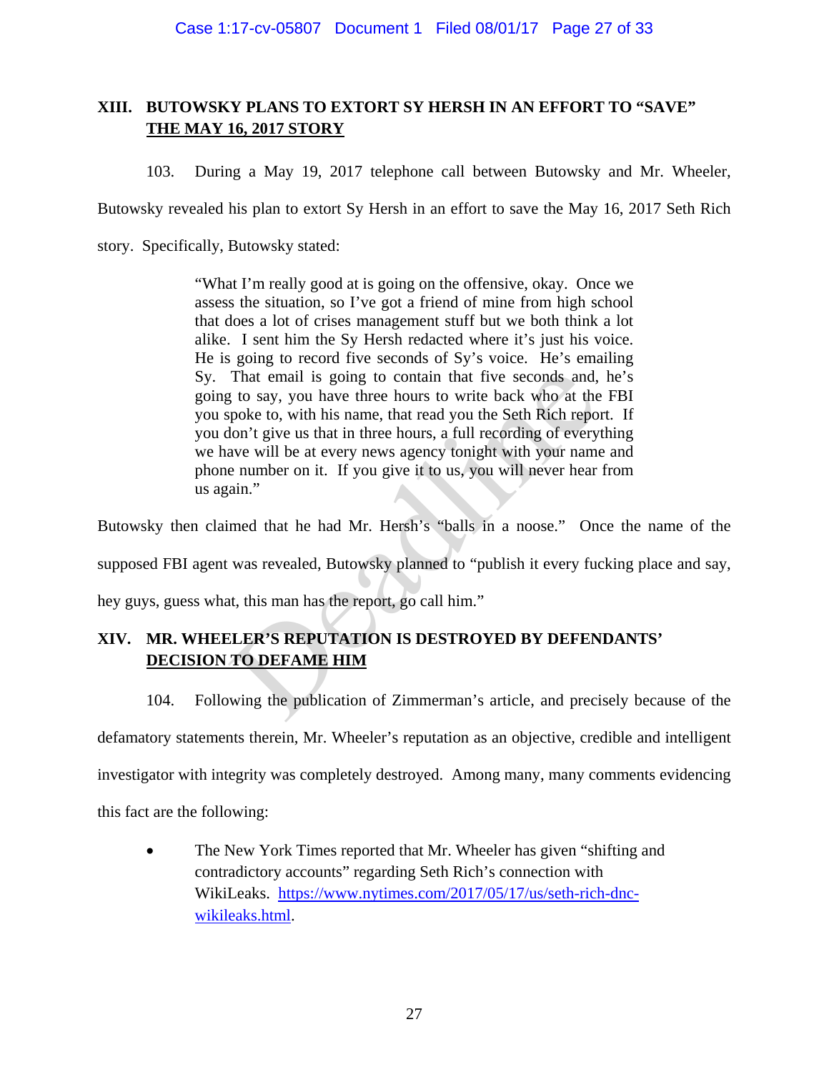## XIII. BUTOWSKY PLANS TO EXTORT SY HERSH IN AN EFFORT TO "SAVE" THE MAY 16, 2017 STORY

103. During a May 19, 2017 telephone call between Butowsky and Mr. Wheeler, Butowsky revealed his plan to extort Sy Hersh in an effort to save the May 16, 2017 Seth Rich story. Specifically, Butowsky stated:

> "What I'm really good at is going on the offensive, okay. Once we assess the situation, so I've got a friend of mine from high school that does a lot of crises management stuff but we both think a lot alike. I sent him the Sy Hersh redacted where it's just his voice. He is going to record five seconds of Sy's voice. He's emailing Sy. That email is going to contain that five seconds and, he's going to say, you have three hours to write back who at the FBI you spoke to, with his name, that read you the Seth Rich report. If you don't give us that in three hours, a full recording of everything we have will be at every news agency tonight with your name and phone number on it. If you give it to us, you will never hear from us again."

Butowsky then claimed that he had Mr. Hersh's "balls in a noose." Once the name of the supposed FBI agent was revealed, Butowsky planned to "publish it every fucking place and say, hey guys, guess what, this man has the report, go call him."

## XIV. MR. WHEELER'S REPUTATION IS DESTROYED BY DEFENDANTS' DECISION TO DEFAME HIM

104. Following the publication of Zimmerman's article, and precisely because of the defamatory statements therein, Mr. Wheeler's reputation as an objective, credible and intelligent investigator with integrity was completely destroyed. Among many, many comments evidencing this fact are the following:

- The New York Times reported that Mr. Wheeler has given "shifting and contradictory accounts" regarding Seth Rich's connection with WikiLeaks. https://www.nytimes.com/2017/05/17/us/seth-rich-dnc-wikileaks.html.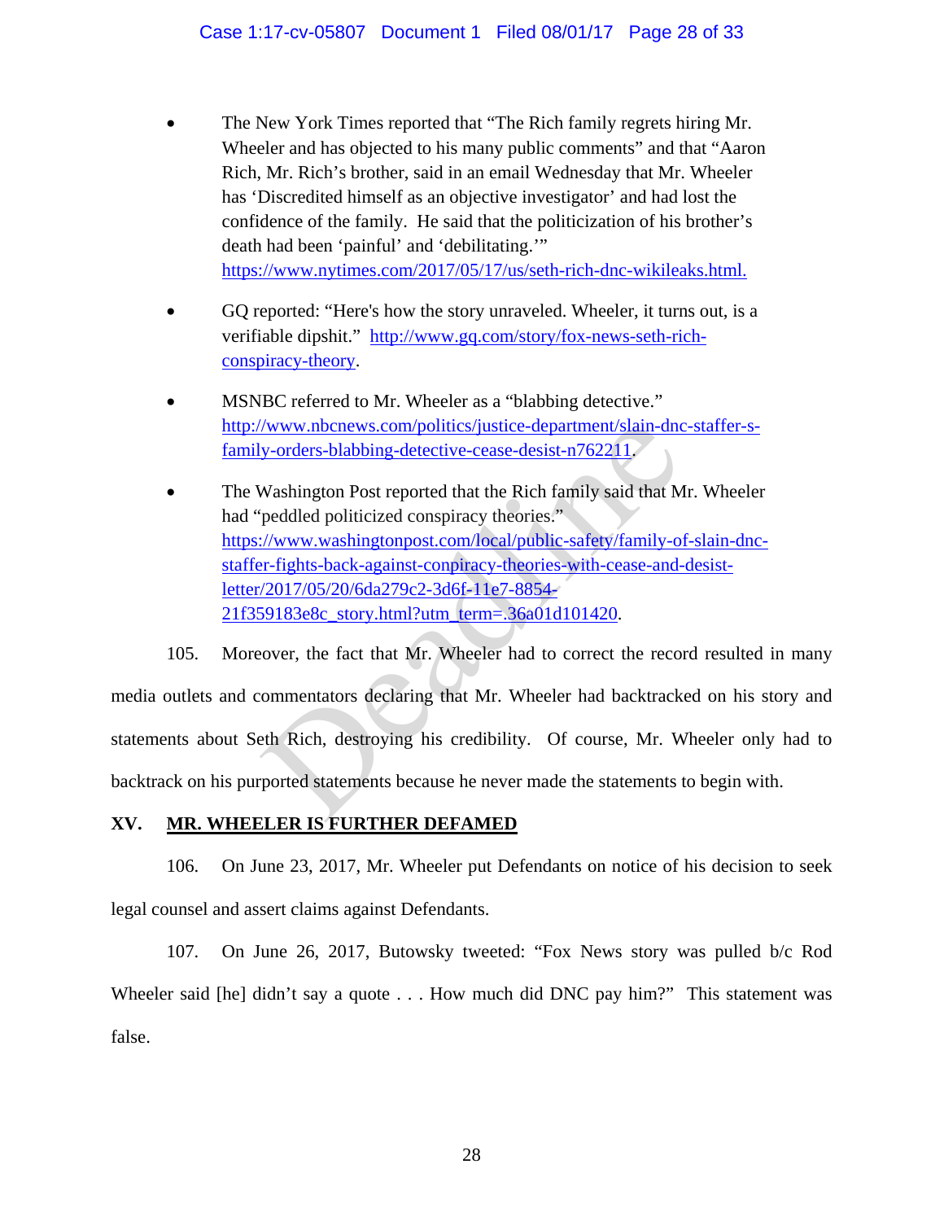- The New York Times reported that "The Rich family regrets hiring Mr. Wheeler and has objected to his many public comments" and that "Aaron Rich, Mr. Rich's brother, said in an email Wednesday that Mr. Wheeler has 'Discredited himself as an objective investigator' and had lost the confidence of the family. He said that the politicization of his brother's death had been 'painful' and 'debilitating.'" https://www.nytimes.com/2017/05/17/us/seth-rich-dnc-wikileaks.html.

- GQ reported: "Here's how the story unraveled. Wheeler, it turns out, is a verifiable dipshit." http://www.gq.com/story/fox-news-seth-rich-conspiracy-theory.

- MSNBC referred to Mr. Wheeler as a "blabbing detective." http://www.nbcnews.com/politics/justice-department/slain-dnc-staffer-s-family-orders-blabbing-detective-cease-desist-n762211.

- The Washington Post reported that the Rich family said that Mr. Wheeler had "peddled politicized conspiracy theories." https://www.washingtonpost.com/local/public-safety/family-of-slain-dnc-staffer-fights-back-against-conpiracy-theories-with-cease-and-desist-letter/2017/05/20/6da279c2-3d6f-11e7-8854-21f359183e8c_story.html?utm_term=.36a01d101420.

105. Moreover, the fact that Mr. Wheeler had to correct the record resulted in many media outlets and commentators declaring that Mr. Wheeler had backtracked on his story and statements about Seth Rich, destroying his credibility. Of course, Mr. Wheeler only had to backtrack on his purported statements because he never made the statements to begin with.

## XV. MR. WHEELER IS FURTHER DEFAMED

106. On June 23, 2017, Mr. Wheeler put Defendants on notice of his decision to seek legal counsel and assert claims against Defendants.

107. On June 26, 2017, Butowsky tweeted: "Fox News story was pulled b/c Rod Wheeler said [he] didn't say a quote . . . How much did DNC pay him?" This statement was false.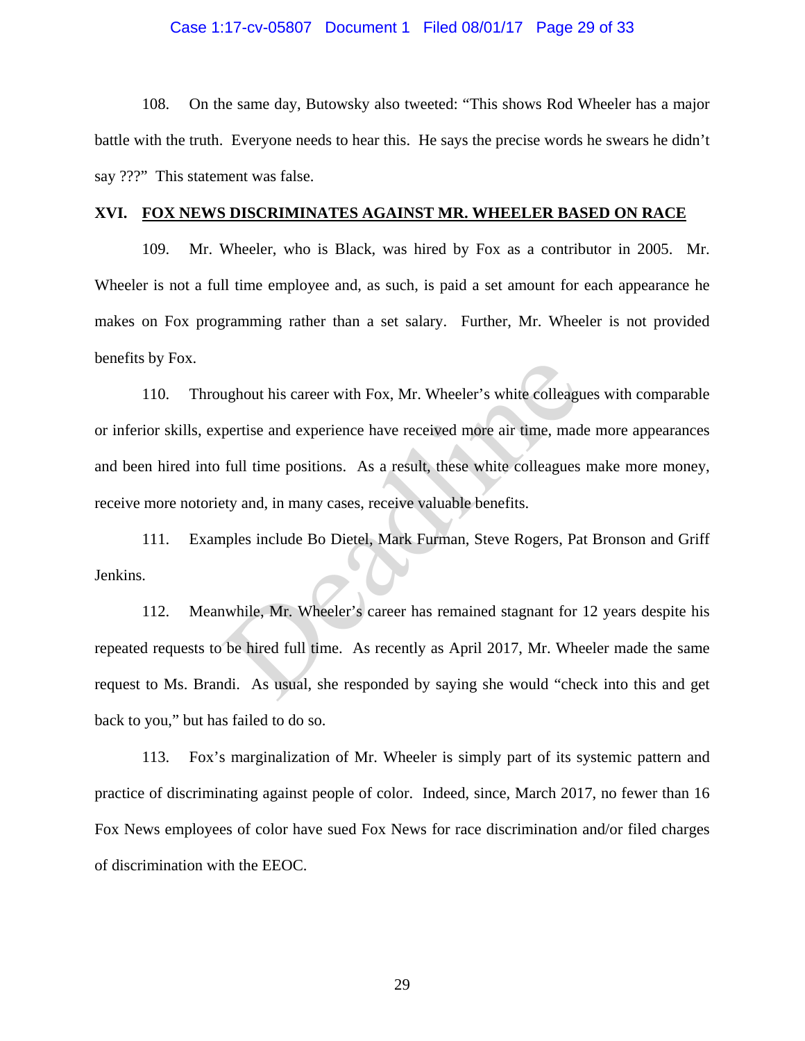108. On the same day, Butowsky also tweeted: "This shows Rod Wheeler has a major battle with the truth. Everyone needs to hear this. He says the precise words he swears he didn't say ???" This statement was false.

## XVI. FOX NEWS DISCRIMINATES AGAINST MR. WHEELER BASED ON RACE

109. Mr. Wheeler, who is Black, was hired by Fox as a contributor in 2005. Mr. Wheeler is not a full time employee and, as such, is paid a set amount for each appearance he makes on Fox programming rather than a set salary. Further, Mr. Wheeler is not provided benefits by Fox.

110. Throughout his career with Fox, Mr. Wheeler's white colleagues with comparable or inferior skills, expertise and experience have received more air time, made more appearances and been hired into full time positions. As a result, these white colleagues make more money, receive more notoriety and, in many cases, receive valuable benefits.

111. Examples include Bo Dietel, Mark Furman, Steve Rogers, Pat Bronson and Griff Jenkins.

112. Meanwhile, Mr. Wheeler's career has remained stagnant for 12 years despite his repeated requests to be hired full time. As recently as April 2017, Mr. Wheeler made the same request to Ms. Brandi. As usual, she responded by saying she would "check into this and get back to you," but has failed to do so.

113. Fox's marginalization of Mr. Wheeler is simply part of its systemic pattern and practice of discriminating against people of color. Indeed, since, March 2017, no fewer than 16 Fox News employees of color have sued Fox News for race discrimination and/or filed charges of discrimination with the EEOC.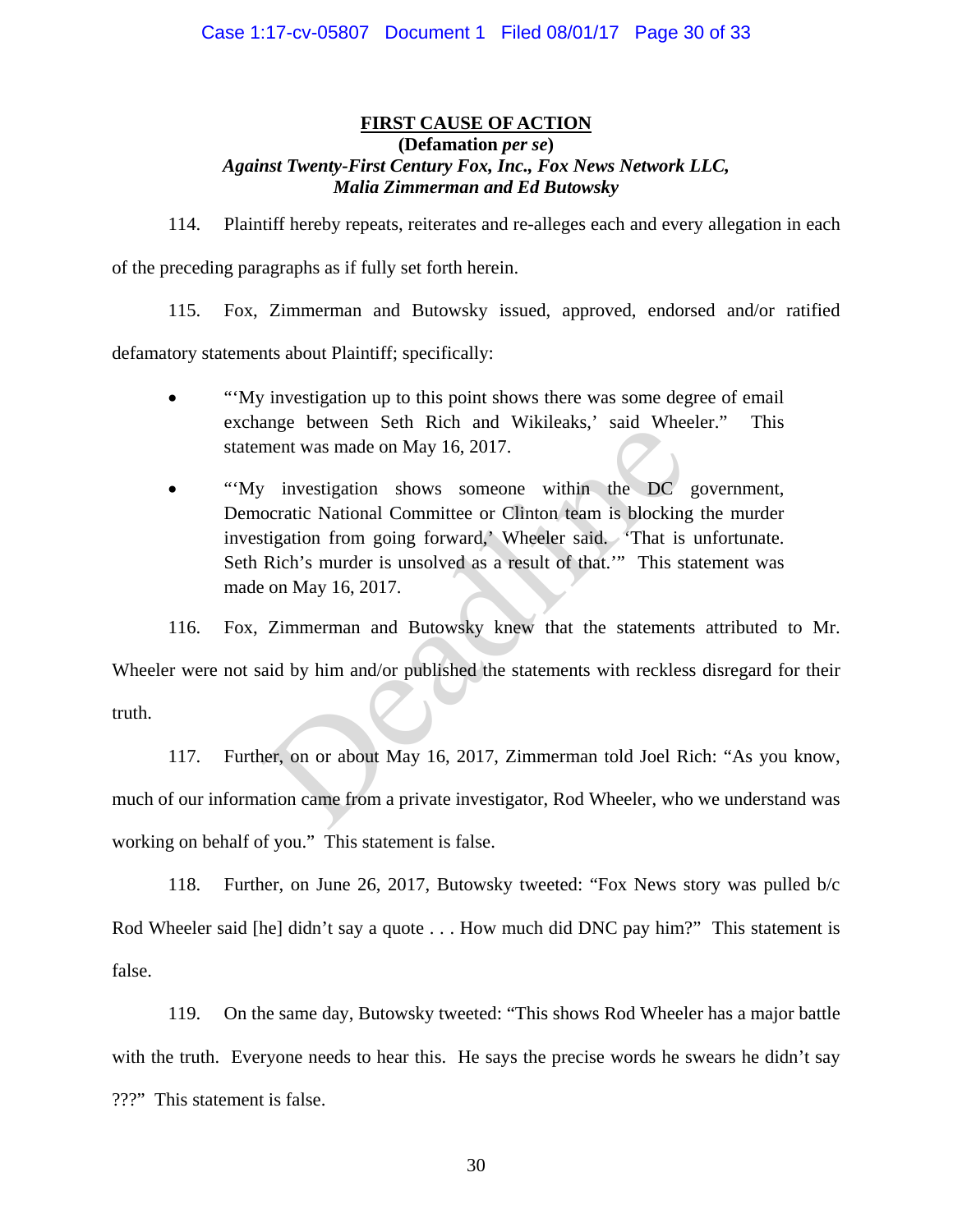## FIRST CAUSE OF ACTION

**(Defamation *per se*)**

***Against Twenty-First Century Fox, Inc., Fox News Network LLC, Malia Zimmerman and Ed Butowsky***

114. Plaintiff hereby repeats, reiterates and re-alleges each and every allegation in each of the preceding paragraphs as if fully set forth herein.

115. Fox, Zimmerman and Butowsky issued, approved, endorsed and/or ratified defamatory statements about Plaintiff; specifically:

- "'My investigation up to this point shows there was some degree of email exchange between Seth Rich and Wikileaks,' said Wheeler." This statement was made on May 16, 2017.
- "'My investigation shows someone within the DC government, Democratic National Committee or Clinton team is blocking the murder investigation from going forward,' Wheeler said. 'That is unfortunate. Seth Rich's murder is unsolved as a result of that.'" This statement was made on May 16, 2017.

116. Fox, Zimmerman and Butowsky knew that the statements attributed to Mr. Wheeler were not said by him and/or published the statements with reckless disregard for their truth.

117. Further, on or about May 16, 2017, Zimmerman told Joel Rich: "As you know, much of our information came from a private investigator, Rod Wheeler, who we understand was working on behalf of you." This statement is false.

118. Further, on June 26, 2017, Butowsky tweeted: "Fox News story was pulled b/c Rod Wheeler said [he] didn't say a quote . . . How much did DNC pay him?" This statement is false.

119. On the same day, Butowsky tweeted: "This shows Rod Wheeler has a major battle with the truth. Everyone needs to hear this. He says the precise words he swears he didn't say ???" This statement is false.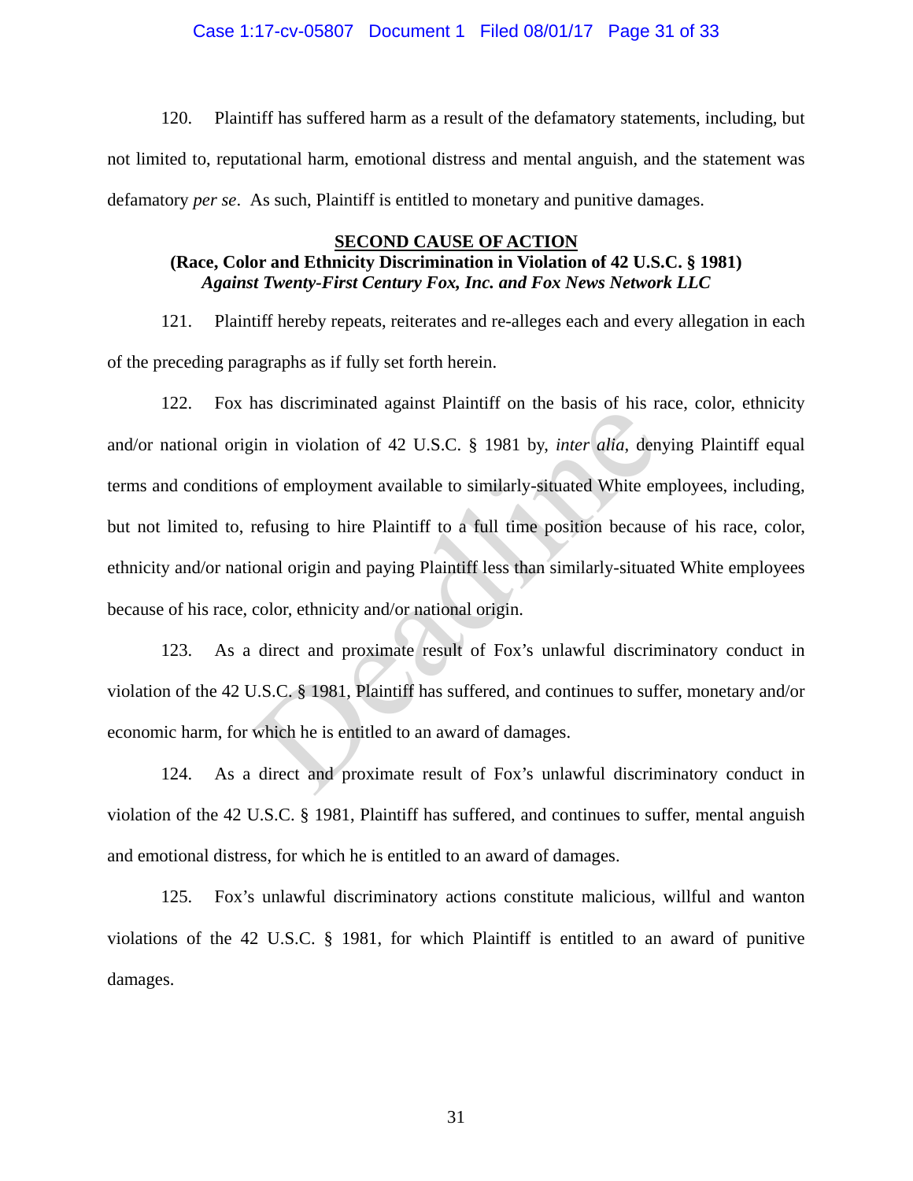120. Plaintiff has suffered harm as a result of the defamatory statements, including, but not limited to, reputational harm, emotional distress and mental anguish, and the statement was defamatory *per se*. As such, Plaintiff is entitled to monetary and punitive damages.

**<u>SECOND CAUSE OF ACTION</u>**
**(Race, Color and Ethnicity Discrimination in Violation of 42 U.S.C. § 1981)**
***Against Twenty-First Century Fox, Inc. and Fox News Network LLC***

121. Plaintiff hereby repeats, reiterates and re-alleges each and every allegation in each of the preceding paragraphs as if fully set forth herein.

122. Fox has discriminated against Plaintiff on the basis of his race, color, ethnicity and/or national origin in violation of 42 U.S.C. § 1981 by, *inter alia*, denying Plaintiff equal terms and conditions of employment available to similarly-situated White employees, including, but not limited to, refusing to hire Plaintiff to a full time position because of his race, color, ethnicity and/or national origin and paying Plaintiff less than similarly-situated White employees because of his race, color, ethnicity and/or national origin.

123. As a direct and proximate result of Fox's unlawful discriminatory conduct in violation of the 42 U.S.C. § 1981, Plaintiff has suffered, and continues to suffer, monetary and/or economic harm, for which he is entitled to an award of damages.

124. As a direct and proximate result of Fox's unlawful discriminatory conduct in violation of the 42 U.S.C. § 1981, Plaintiff has suffered, and continues to suffer, mental anguish and emotional distress, for which he is entitled to an award of damages.

125. Fox's unlawful discriminatory actions constitute malicious, willful and wanton violations of the 42 U.S.C. § 1981, for which Plaintiff is entitled to an award of punitive damages.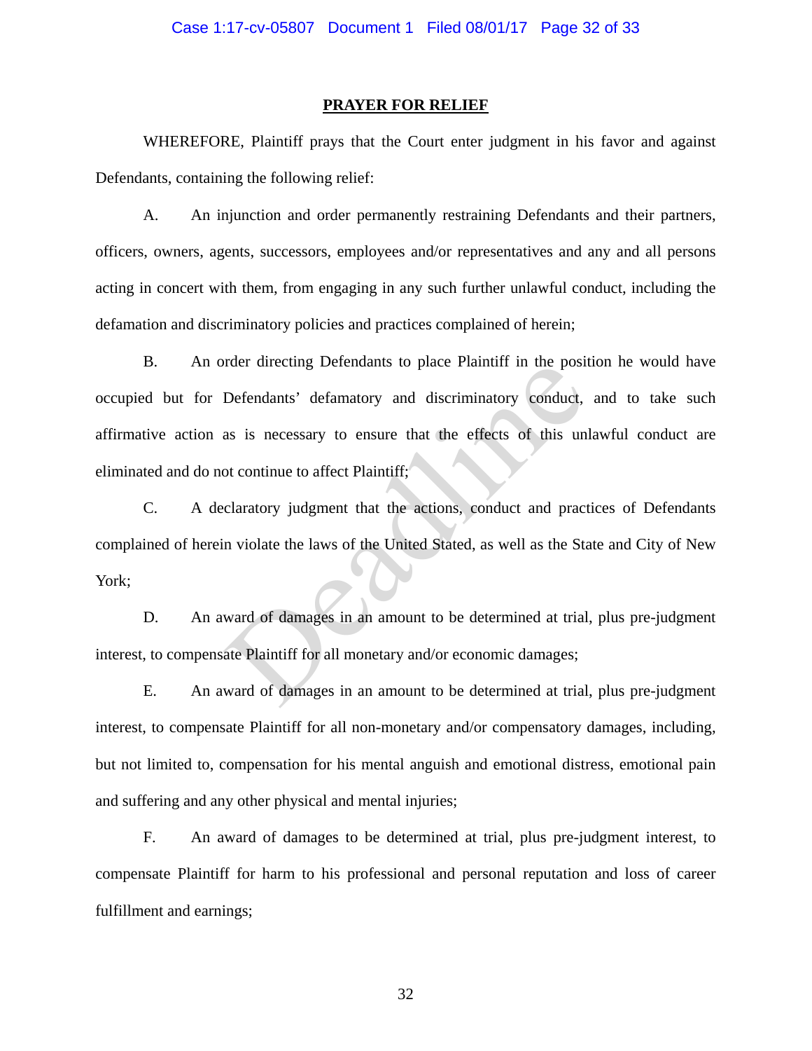## PRAYER FOR RELIEF

WHEREFORE, Plaintiff prays that the Court enter judgment in his favor and against Defendants, containing the following relief:

A. An injunction and order permanently restraining Defendants and their partners, officers, owners, agents, successors, employees and/or representatives and any and all persons acting in concert with them, from engaging in any such further unlawful conduct, including the defamation and discriminatory policies and practices complained of herein;

B. An order directing Defendants to place Plaintiff in the position he would have occupied but for Defendants' defamatory and discriminatory conduct, and to take such affirmative action as is necessary to ensure that the effects of this unlawful conduct are eliminated and do not continue to affect Plaintiff;

C. A declaratory judgment that the actions, conduct and practices of Defendants complained of herein violate the laws of the United Stated, as well as the State and City of New York;

D. An award of damages in an amount to be determined at trial, plus pre-judgment interest, to compensate Plaintiff for all monetary and/or economic damages;

E. An award of damages in an amount to be determined at trial, plus pre-judgment interest, to compensate Plaintiff for all non-monetary and/or compensatory damages, including, but not limited to, compensation for his mental anguish and emotional distress, emotional pain and suffering and any other physical and mental injuries;

F. An award of damages to be determined at trial, plus pre-judgment interest, to compensate Plaintiff for harm to his professional and personal reputation and loss of career fulfillment and earnings;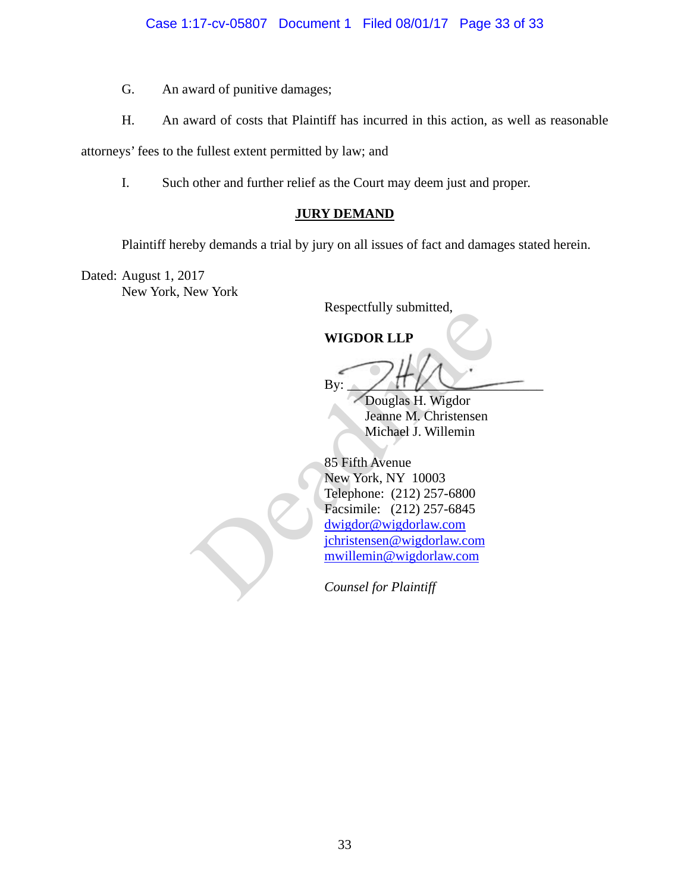G. An award of punitive damages;

H. An award of costs that Plaintiff has incurred in this action, as well as reasonable attorneys' fees to the fullest extent permitted by law; and

I. Such other and further relief as the Court may deem just and proper.

**JURY DEMAND**

Plaintiff hereby demands a trial by jury on all issues of fact and damages stated herein.

Dated: August 1, 2017
New York, New York

Respectfully submitted,

**WIGDOR LLP**

By: ______________________
Douglas H. Wigdor
Jeanne M. Christensen
Michael J. Willemin

85 Fifth Avenue
New York, NY 10003
Telephone: (212) 257-6800
Facsimile: (212) 257-6845
dwigdor@wigdorlaw.com
jchristensen@wigdorlaw.com
mwillemin@wigdorlaw.com

*Counsel for Plaintiff*